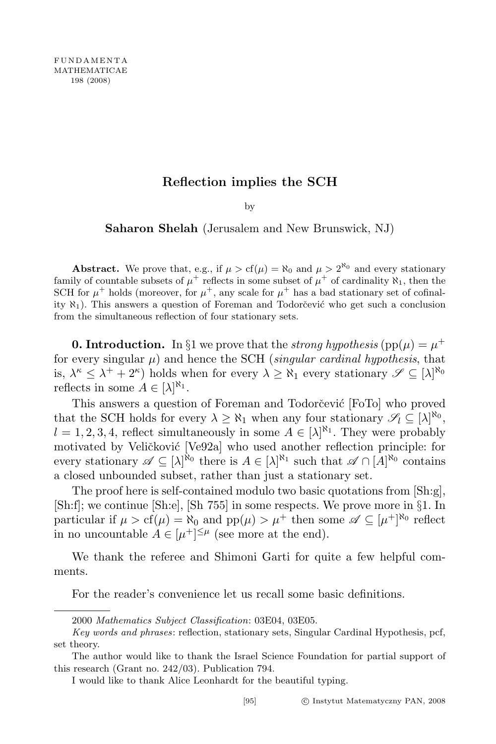# Reflection implies the SCH

by

**Saharon Shelah** (Jerusalem and New Brunswick, NJ)

**Abstract.** We prove that, e.g., if $\mu > \mathrm{cf}(\mu) = \aleph_0$ and $\mu > 2^{\aleph_0}$ and every stationary family of countable subsets of $\mu^+$ reflects in some subset of $\mu^+$ of cardinality $\aleph_1$, then the SCH for $\mu^+$ holds (moreover, for $\mu^+$, any scale for $\mu^+$ has a bad stationary set of cofinality $\aleph_1$). This answers a question of Foreman and Todorčević who get such a conclusion from the simultaneous reflection of four stationary sets.

**0. Introduction.** In §1 we prove that the *strong hypothesis* ($\mathrm{pp}(\mu) = \mu^+$ for every singular $\mu$) and hence the SCH (*singular cardinal hypothesis*, that is, $\lambda^\kappa \le \lambda^+ + 2^\kappa$) holds when for every $\lambda \ge \aleph_1$ every stationary $\mathscr{S} \subseteq [\lambda]^{\aleph_0}$ reflects in some $A \in [\lambda]^{\aleph_1}$.

This answers a question of Foreman and Todorčević [FoTo] who proved that the SCH holds for every $\lambda \ge \aleph_1$ when any four stationary $\mathscr{S}_l \subseteq [\lambda]^{\aleph_0}$, $l = 1, 2, 3, 4$, reflect simultaneously in some $A \in [\lambda]^{\aleph_1}$. They were probably motivated by Veličković [Ve92a] who used another reflection principle: for every stationary $\mathscr{A} \subseteq [\lambda]^{\aleph_0}$ there is $A \in [\lambda]^{\aleph_1}$ such that $\mathscr{A} \cap [A]^{\aleph_0}$ contains a closed unbounded subset, rather than just a stationary set.

The proof here is self-contained modulo two basic quotations from [Sh:g], [Sh:f]; we continue [Sh:e], [Sh 755] in some respects. We prove more in §1. In particular if $\mu > \mathrm{cf}(\mu) = \aleph_0$ and $\mathrm{pp}(\mu) > \mu^+$ then some $\mathscr{A} \subseteq [\mu^+]^{\aleph_0}$ reflect in no uncountable $A \in [\mu^+]^{\le \mu}$ (see more at the end).

We thank the referee and Shimoni Garti for quite a few helpful comments.

For the reader's convenience let us recall some basic definitions.

---

2000 *Mathematics Subject Classification*: 03E04, 03E05.

*Key words and phrases*: reflection, stationary sets, Singular Cardinal Hypothesis, pcf, set theory.

The author would like to thank the Israel Science Foundation for partial support of this research (Grant no. 242/03). Publication 794.

I would like to thank Alice Leonhardt for the beautiful typing.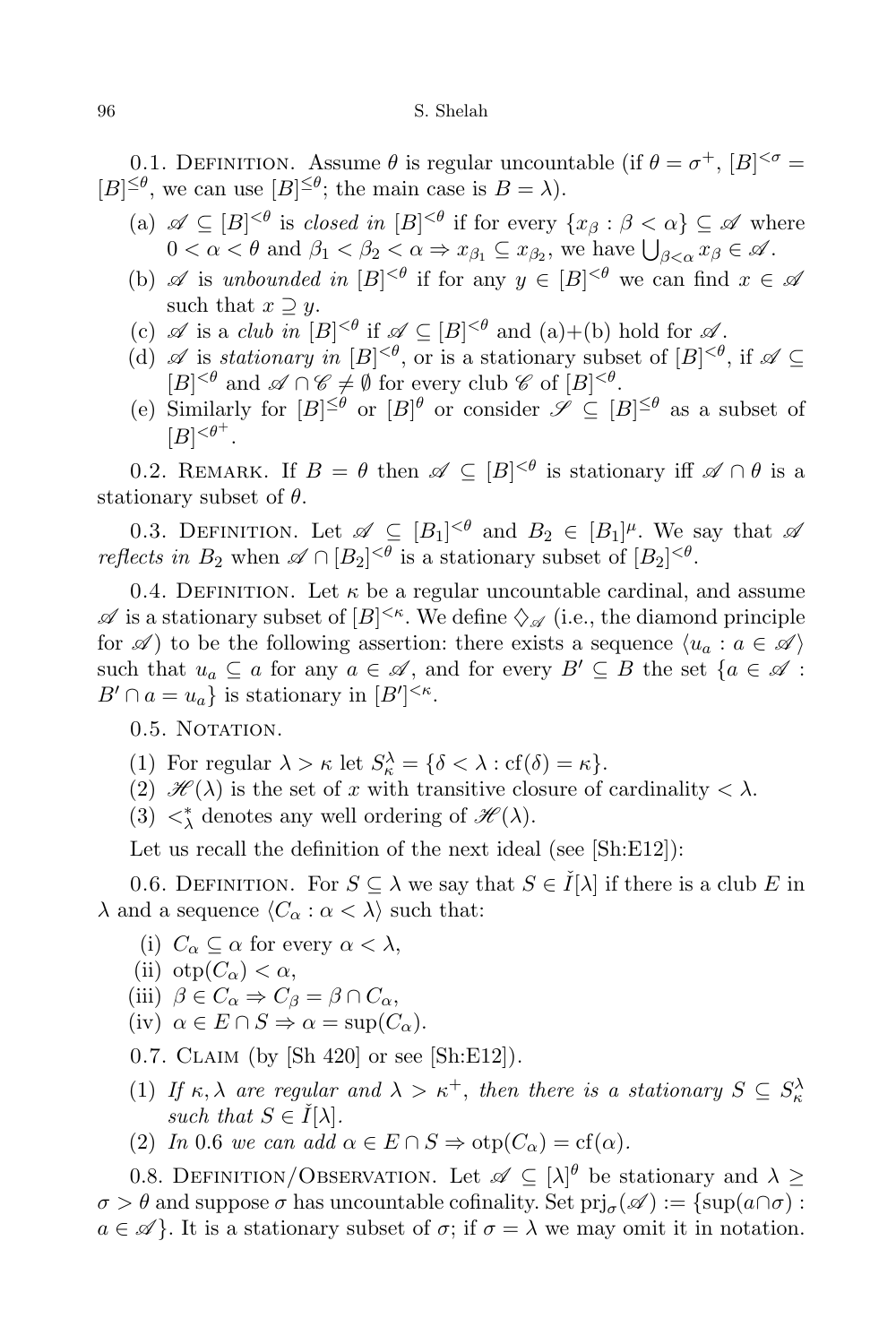0.1. Definition. Assume $\theta$ is regular uncountable (if $\theta = \sigma^+$, $[B]^{<\sigma} = [B]^{\leq\theta}$, we can use $[B]^{\leq\theta}$; the main case is $B = \lambda$).

(a) $\mathscr{A} \subseteq [B]^{<\theta}$ is *closed in* $[B]^{<\theta}$ if for every $\{x_\beta : \beta < \alpha\} \subseteq \mathscr{A}$ where $0 < \alpha < \theta$ and $\beta_1 < \beta_2 < \alpha \Rightarrow x_{\beta_1} \subseteq x_{\beta_2}$, we have $\bigcup_{\beta<\alpha} x_\beta \in \mathscr{A}$.

(b) $\mathscr{A}$ is *unbounded in* $[B]^{<\theta}$ if for any $y \in [B]^{<\theta}$ we can find $x \in \mathscr{A}$ such that $x \supseteq y$.

(c) $\mathscr{A}$ is a *club in* $[B]^{<\theta}$ if $\mathscr{A} \subseteq [B]^{<\theta}$ and (a)+(b) hold for $\mathscr{A}$.

(d) $\mathscr{A}$ is *stationary in* $[B]^{<\theta}$, or is a stationary subset of $[B]^{<\theta}$, if $\mathscr{A} \subseteq [B]^{<\theta}$ and $\mathscr{A} \cap \mathscr{C} \neq \emptyset$ for every club $\mathscr{C}$ of $[B]^{<\theta}$.

(e) Similarly for $[B]^{\leq\theta}$ or $[B]^\theta$ or consider $\mathscr{S} \subseteq [B]^{\leq\theta}$ as a subset of $[B]^{<\theta^+}$.

0.2. Remark. If $B = \theta$ then $\mathscr{A} \subseteq [B]^{<\theta}$ is stationary iff $\mathscr{A} \cap \theta$ is a stationary subset of $\theta$.

0.3. Definition. Let $\mathscr{A} \subseteq [B_1]^{<\theta}$ and $B_2 \in [B_1]^\mu$. We say that $\mathscr{A}$ *reflects in* $B_2$ when $\mathscr{A} \cap [B_2]^{<\theta}$ is a stationary subset of $[B_2]^{<\theta}$.

0.4. Definition. Let $\kappa$ be a regular uncountable cardinal, and assume $\mathscr{A}$ is a stationary subset of $[B]^{<\kappa}$. We define $\diamondsuit_{\mathscr{A}}$ (i.e., the diamond principle for $\mathscr{A}$) to be the following assertion: there exists a sequence $\langle u_a : a \in \mathscr{A}\rangle$ such that $u_a \subseteq a$ for any $a \in \mathscr{A}$, and for every $B' \subseteq B$ the set $\{a \in \mathscr{A} : B' \cap a = u_a\}$ is stationary in $[B']^{<\kappa}$.

0.5. Notation.

(1) For regular $\lambda > \kappa$ let $S^\lambda_\kappa = \{\delta < \lambda : \mathrm{cf}(\delta) = \kappa\}$.

(2) $\mathscr{H}(\lambda)$ is the set of $x$ with transitive closure of cardinality $< \lambda$.

(3) $<^*_\lambda$ denotes any well ordering of $\mathscr{H}(\lambda)$.

Let us recall the definition of the next ideal (see [Sh:E12]):

0.6. Definition. For $S \subseteq \lambda$ we say that $S \in \check{I}[\lambda]$ if there is a club $E$ in $\lambda$ and a sequence $\langle C_\alpha : \alpha < \lambda\rangle$ such that:

(i) $C_\alpha \subseteq \alpha$ for every $\alpha < \lambda$,

(ii) $\mathrm{otp}(C_\alpha) < \alpha$,

(iii) $\beta \in C_\alpha \Rightarrow C_\beta = \beta \cap C_\alpha$,

(iv) $\alpha \in E \cap S \Rightarrow \alpha = \sup(C_\alpha)$.

0.7. Claim (by [Sh 420] or see [Sh:E12]).

(1) *If $\kappa, \lambda$ are regular and $\lambda > \kappa^+$, then there is a stationary $S \subseteq S^\lambda_\kappa$ such that $S \in \check{I}[\lambda]$.*

(2) *In* 0.6 *we can add $\alpha \in E \cap S \Rightarrow \mathrm{otp}(C_\alpha) = \mathrm{cf}(\alpha)$.*

0.8. Definition/Observation. Let $\mathscr{A} \subseteq [\lambda]^\theta$ be stationary and $\lambda \geq \sigma > \theta$ and suppose $\sigma$ has uncountable cofinality. Set $\mathrm{prj}_\sigma(\mathscr{A}) := \{\sup(a \cap \sigma) : a \in \mathscr{A}\}$. It is a stationary subset of $\sigma$; if $\sigma = \lambda$ we may omit it in notation.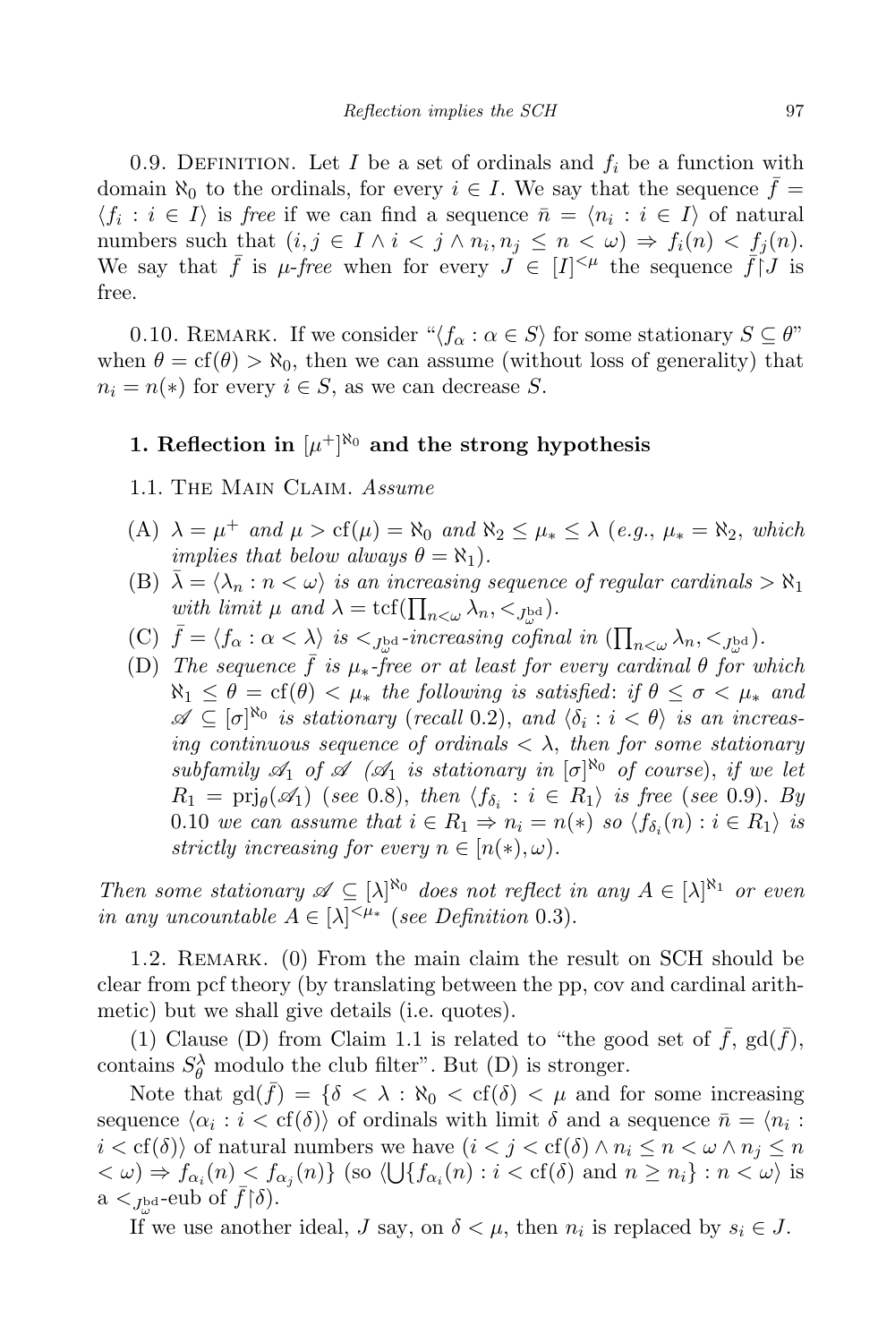0.9. Definition. Let $I$ be a set of ordinals and $f_i$ be a function with domain $\aleph_0$ to the ordinals, for every $i \in I$. We say that the sequence $\bar{f} = \langle f_i : i \in I \rangle$ is *free* if we can find a sequence $\bar{n} = \langle n_i : i \in I \rangle$ of natural numbers such that $(i, j \in I \wedge i < j \wedge n_i, n_j \leq n < \omega) \Rightarrow f_i(n) < f_j(n)$. We say that $\bar{f}$ is *$\mu$-free* when for every $J \in [I]^{<\mu}$ the sequence $\bar{f} \restriction J$ is free.

0.10. Remark. If we consider "$\langle f_\alpha : \alpha \in S \rangle$ for some stationary $S \subseteq \theta$" when $\theta = \mathrm{cf}(\theta) > \aleph_0$, then we can assume (without loss of generality) that $n_i = n(*)$ for every $i \in S$, as we can decrease $S$.

## 1. Reflection in $[\mu^+]^{\aleph_0}$ and the strong hypothesis

1.1. The Main Claim. *Assume*

(A) $\lambda = \mu^+$ *and* $\mu > \mathrm{cf}(\mu) = \aleph_0$ *and* $\aleph_2 \leq \mu_* \leq \lambda$ (*e.g.*, $\mu_* = \aleph_2$, *which implies that below always* $\theta = \aleph_1$).

(B) $\bar{\lambda} = \langle \lambda_n : n < \omega \rangle$ *is an increasing sequence of regular cardinals* $> \aleph_1$ *with limit* $\mu$ *and* $\lambda = \mathrm{tcf}(\prod_{n<\omega} \lambda_n, <_{J^{\mathrm{bd}}_\omega})$.

(C) $\bar{f} = \langle f_\alpha : \alpha < \lambda \rangle$ *is* $<_{J^{\mathrm{bd}}_\omega}$*-increasing cofinal in* $(\prod_{n<\omega} \lambda_n, <_{J^{\mathrm{bd}}_\omega})$.

(D) *The sequence* $\bar{f}$ *is* $\mu_*$*-free or at least for every cardinal* $\theta$ *for which* $\aleph_1 \leq \theta = \mathrm{cf}(\theta) < \mu_*$ *the following is satisfied*: *if* $\theta \leq \sigma < \mu_*$ *and* $\mathscr{A} \subseteq [\sigma]^{\aleph_0}$ *is stationary* (*recall* 0.2), *and* $\langle \delta_i : i < \theta \rangle$ *is an increasing continuous sequence of ordinals* $< \lambda$, *then for some stationary subfamily* $\mathscr{A}_1$ *of* $\mathscr{A}$ ($\mathscr{A}_1$ *is stationary in* $[\sigma]^{\aleph_0}$ *of course*), *if we let* $R_1 = \mathrm{prj}_\theta(\mathscr{A}_1)$ (*see* 0.8), *then* $\langle f_{\delta_i} : i \in R_1 \rangle$ *is free* (*see* 0.9). *By* 0.10 *we can assume that* $i \in R_1 \Rightarrow n_i = n(*)$ *so* $\langle f_{\delta_i}(n) : i \in R_1 \rangle$ *is strictly increasing for every* $n \in [n(*), \omega)$.

*Then some stationary* $\mathscr{A} \subseteq [\lambda]^{\aleph_0}$ *does not reflect in any* $A \in [\lambda]^{\aleph_1}$ *or even in any uncountable* $A \in [\lambda]^{<\mu_*}$ (*see Definition* 0.3).

1.2. Remark. (0) From the main claim the result on SCH should be clear from pcf theory (by translating between the pp, cov and cardinal arithmetic) but we shall give details (i.e. quotes).

(1) Clause (D) from Claim 1.1 is related to "the good set of $\bar{f}$, $\mathrm{gd}(\bar{f})$, contains $S^\lambda_\theta$ modulo the club filter". But (D) is stronger.

Note that $\mathrm{gd}(\bar{f}) = \{\delta < \lambda : \aleph_0 < \mathrm{cf}(\delta) < \mu$ and for some increasing sequence $\langle \alpha_i : i < \mathrm{cf}(\delta) \rangle$ of ordinals with limit $\delta$ and a sequence $\bar{n} = \langle n_i : i < \mathrm{cf}(\delta) \rangle$ of natural numbers we have $(i < j < \mathrm{cf}(\delta) \wedge n_i \leq n < \omega \wedge n_j \leq n < \omega) \Rightarrow f_{\alpha_i}(n) < f_{\alpha_j}(n)\}$ (so $\langle \bigcup \{ f_{\alpha_i}(n) : i < \mathrm{cf}(\delta)$ and $n \geq n_i \} : n < \omega \rangle$ is a $<_{J^{\mathrm{bd}}_\omega}$-eub of $\bar{f} \restriction \delta$).

If we use another ideal, $J$ say, on $\delta < \mu$, then $n_i$ is replaced by $s_i \in J$.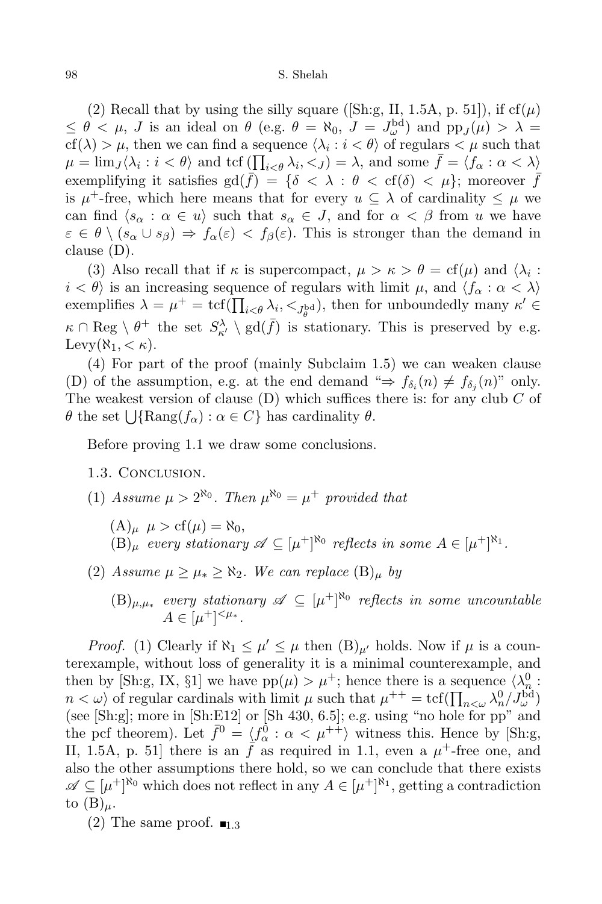(2) Recall that by using the silly square ([Sh:g, II, 1.5A, p. 51]), if $\mathrm{cf}(\mu) \le \theta < \mu$, $J$ is an ideal on $\theta$ (e.g. $\theta = \aleph_0$, $J = J^{\mathrm{bd}}_\omega$) and $\mathrm{pp}_J(\mu) > \lambda = \mathrm{cf}(\lambda) > \mu$, then we can find a sequence $\langle \lambda_i : i < \theta\rangle$ of regulars $< \mu$ such that $\mu = \lim_J \langle \lambda_i : i < \theta\rangle$ and $\mathrm{tcf}\,(\prod_{i<\theta} \lambda_i, <_J) = \lambda$, and some $\bar f = \langle f_\alpha : \alpha < \lambda\rangle$ exemplifying it satisfies $\mathrm{gd}(\bar f) = \{\delta < \lambda : \theta < \mathrm{cf}(\delta) < \mu\}$; moreover $\bar f$ is $\mu^+$-free, which here means that for every $u \subseteq \lambda$ of cardinality $\le \mu$ we can find $\langle s_\alpha : \alpha \in u\rangle$ such that $s_\alpha \in J$, and for $\alpha < \beta$ from $u$ we have $\varepsilon \in \theta \setminus (s_\alpha \cup s_\beta) \Rightarrow f_\alpha(\varepsilon) < f_\beta(\varepsilon)$. This is stronger than the demand in clause (D).

(3) Also recall that if $\kappa$ is supercompact, $\mu > \kappa > \theta = \mathrm{cf}(\mu)$ and $\langle \lambda_i : i < \theta\rangle$ is an increasing sequence of regulars with limit $\mu$, and $\langle f_\alpha : \alpha < \lambda\rangle$ exemplifies $\lambda = \mu^+ = \mathrm{tcf}(\prod_{i<\theta} \lambda_i, <_{J^{\mathrm{bd}}_\theta})$, then for unboundedly many $\kappa' \in \kappa \cap \mathrm{Reg} \setminus \theta^+$ the set $S^\lambda_{\kappa'} \setminus \mathrm{gd}(\bar f)$ is stationary. This is preserved by e.g. $\mathrm{Levy}(\aleph_1, <\kappa)$.

(4) For part of the proof (mainly Subclaim 1.5) we can weaken clause (D) of the assumption, e.g. at the end demand "$\Rightarrow f_{\delta_i}(n) \ne f_{\delta_j}(n)$" only. The weakest version of clause (D) which suffices there is: for any club $C$ of $\theta$ the set $\bigcup\{\mathrm{Rang}(f_\alpha) : \alpha \in C\}$ has cardinality $\theta$.

Before proving 1.1 we draw some conclusions.

1.3. Conclusion.

(1) *Assume $\mu > 2^{\aleph_0}$. Then $\mu^{\aleph_0} = \mu^+$ provided that*

$(\mathrm{A})_\mu$ $\mu > \mathrm{cf}(\mu) = \aleph_0$,
$(\mathrm{B})_\mu$ *every stationary $\mathscr{A} \subseteq [\mu^+]^{\aleph_0}$ reflects in some $A \in [\mu^+]^{\aleph_1}$.*

(2) *Assume $\mu \ge \mu_* \ge \aleph_2$. We can replace $(\mathrm{B})_\mu$ by*

$(\mathrm{B})_{\mu,\mu_*}$ *every stationary $\mathscr{A} \subseteq [\mu^+]^{\aleph_0}$ reflects in some uncountable $A \in [\mu^+]^{<\mu_*}$.*

*Proof.* (1) Clearly if $\aleph_1 \le \mu' \le \mu$ then $(\mathrm{B})_{\mu'}$ holds. Now if $\mu$ is a counterexample, without loss of generality it is a minimal counterexample, and then by [Sh:g, IX, §1] we have $\mathrm{pp}(\mu) > \mu^+$; hence there is a sequence $\langle \lambda^0_n : n < \omega\rangle$ of regular cardinals with limit $\mu$ such that $\mu^{++} = \mathrm{tcf}(\prod_{n<\omega} \lambda^0_n / J^{\mathrm{bd}}_\omega)$ (see [Sh:g]; more in [Sh:E12] or [Sh 430, 6.5]; e.g. using "no hole for pp" and the pcf theorem). Let $\bar f^0 = \langle f^0_\alpha : \alpha < \mu^{++}\rangle$ witness this. Hence by [Sh:g, II, 1.5A, p. 51] there is an $\bar f$ as required in 1.1, even a $\mu^+$-free one, and also the other assumptions there hold, so we can conclude that there exists $\mathscr{A} \subseteq [\mu^+]^{\aleph_0}$ which does not reflect in any $A \in [\mu^+]^{\aleph_1}$, getting a contradiction to $(\mathrm{B})_\mu$.

(2) The same proof. $\blacksquare_{1.3}$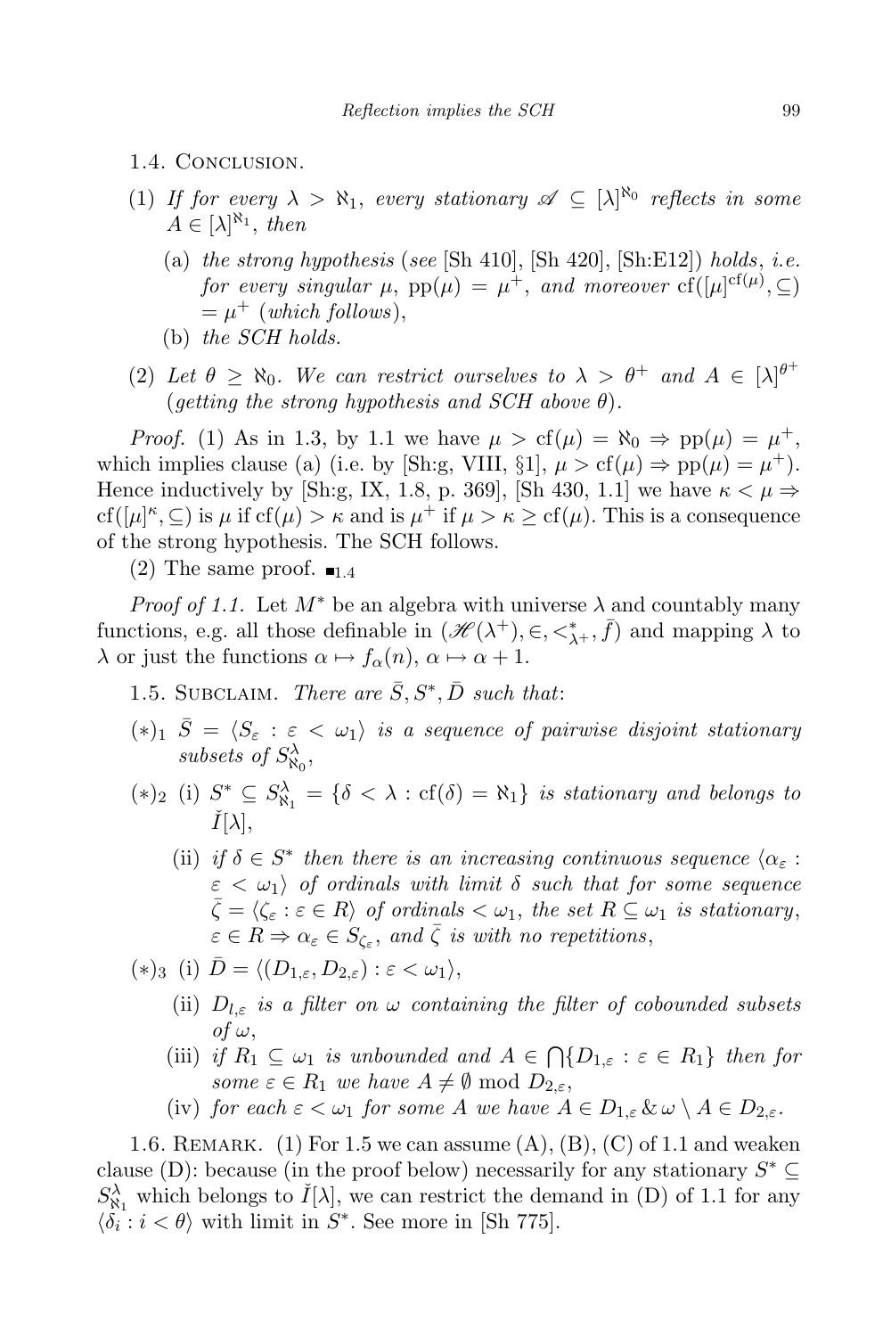1.4. Conclusion.

(1) *If for every* $\lambda > \aleph_1$, *every stationary* $\mathscr{A} \subseteq [\lambda]^{\aleph_0}$ *reflects in some* $A \in [\lambda]^{\aleph_1}$, *then*

   (a) *the strong hypothesis* (*see* [Sh 410], [Sh 420], [Sh:E12]) *holds*, *i.e. for every singular* $\mu$, $\mathrm{pp}(\mu) = \mu^+$, *and moreover* $\mathrm{cf}([\mu]^{\mathrm{cf}(\mu)}, \subseteq) = \mu^+$ (*which follows*),

   (b) *the SCH holds.*

(2) *Let* $\theta \geq \aleph_0$. *We can restrict ourselves to* $\lambda > \theta^+$ *and* $A \in [\lambda]^{\theta^+}$ (*getting the strong hypothesis and SCH above* $\theta$).

*Proof.* (1) As in 1.3, by 1.1 we have $\mu > \mathrm{cf}(\mu) = \aleph_0 \Rightarrow \mathrm{pp}(\mu) = \mu^+$, which implies clause (a) (i.e. by [Sh:g, VIII, §1], $\mu > \mathrm{cf}(\mu) \Rightarrow \mathrm{pp}(\mu) = \mu^+$). Hence inductively by [Sh:g, IX, 1.8, p. 369], [Sh 430, 1.1] we have $\kappa < \mu \Rightarrow \mathrm{cf}([\mu]^\kappa, \subseteq)$ is $\mu$ if $\mathrm{cf}(\mu) > \kappa$ and is $\mu^+$ if $\mu > \kappa \geq \mathrm{cf}(\mu)$. This is a consequence of the strong hypothesis. The SCH follows.

(2) The same proof. $\blacksquare_{1.4}$

*Proof of 1.1.* Let $M^*$ be an algebra with universe $\lambda$ and countably many functions, e.g. all those definable in $(\mathscr{H}(\lambda^+), \in, <^*_{\lambda^+}, \bar{f})$ and mapping $\lambda$ to $\lambda$ or just the functions $\alpha \mapsto f_\alpha(n)$, $\alpha \mapsto \alpha + 1$.

1.5. Subclaim. *There are* $\bar{S}, S^*, \bar{D}$ *such that*:

$(*)_1$ $\bar{S} = \langle S_\varepsilon : \varepsilon < \omega_1 \rangle$ *is a sequence of pairwise disjoint stationary subsets of* $S^\lambda_{\aleph_0}$,

$(*)_2$ (i) $S^* \subseteq S^\lambda_{\aleph_1} = \{\delta < \lambda : \mathrm{cf}(\delta) = \aleph_1\}$ *is stationary and belongs to* $\check{I}[\lambda]$,

   (ii) *if* $\delta \in S^*$ *then there is an increasing continuous sequence* $\langle \alpha_\varepsilon : \varepsilon < \omega_1 \rangle$ *of ordinals with limit* $\delta$ *such that for some sequence* $\bar{\zeta} = \langle \zeta_\varepsilon : \varepsilon \in R \rangle$ *of ordinals* $< \omega_1$, *the set* $R \subseteq \omega_1$ *is stationary*, $\varepsilon \in R \Rightarrow \alpha_\varepsilon \in S_{\zeta_\varepsilon}$, *and* $\bar{\zeta}$ *is with no repetitions*,

$(*)_3$ (i) $\bar{D} = \langle (D_{1,\varepsilon}, D_{2,\varepsilon}) : \varepsilon < \omega_1 \rangle$,

   (ii) $D_{l,\varepsilon}$ *is a filter on* $\omega$ *containing the filter of cobounded subsets of* $\omega$,

   (iii) *if* $R_1 \subseteq \omega_1$ *is unbounded and* $A \in \bigcap \{D_{1,\varepsilon} : \varepsilon \in R_1\}$ *then for some* $\varepsilon \in R_1$ *we have* $A \neq \emptyset \bmod D_{2,\varepsilon}$,

   (iv) *for each* $\varepsilon < \omega_1$ *for some* $A$ *we have* $A \in D_{1,\varepsilon} \,\&\, \omega \setminus A \in D_{2,\varepsilon}$.

1.6. Remark. (1) For 1.5 we can assume (A), (B), (C) of 1.1 and weaken clause (D): because (in the proof below) necessarily for any stationary $S^* \subseteq S^\lambda_{\aleph_1}$ which belongs to $\check{I}[\lambda]$, we can restrict the demand in (D) of 1.1 for any $\langle \delta_i : i < \theta \rangle$ with limit in $S^*$. See more in [Sh 775].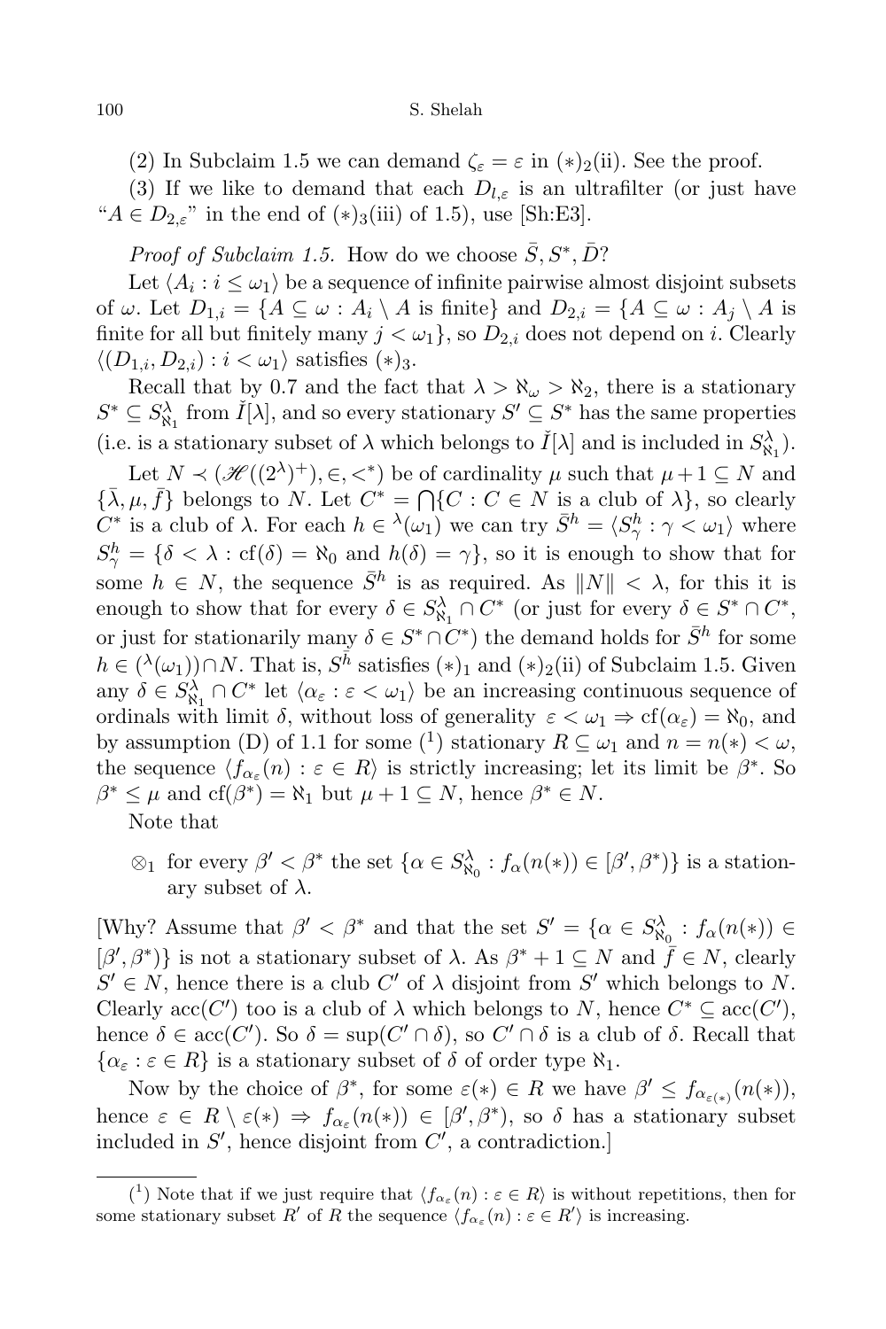(2) In Subclaim 1.5 we can demand $\zeta_\varepsilon = \varepsilon$ in $(*)_2$(ii). See the proof.

(3) If we like to demand that each $D_{l,\varepsilon}$ is an ultrafilter (or just have "$A \in D_{2,\varepsilon}$" in the end of $(*)_3$(iii) of 1.5), use [Sh:E3].

*Proof of Subclaim 1.5.* How do we choose $\bar{S}, S^*, \bar{D}$?

Let $\langle A_i : i \leq \omega_1 \rangle$ be a sequence of infinite pairwise almost disjoint subsets of $\omega$. Let $D_{1,i} = \{A \subseteq \omega : A_i \setminus A$ is finite$\}$ and $D_{2,i} = \{A \subseteq \omega : A_j \setminus A$ is finite for all but finitely many $j < \omega_1\}$, so $D_{2,i}$ does not depend on $i$. Clearly $\langle (D_{1,i}, D_{2,i}) : i < \omega_1 \rangle$ satisfies $(*)_3$.

Recall that by 0.7 and the fact that $\lambda > \aleph_\omega > \aleph_2$, there is a stationary $S^* \subseteq S^\lambda_{\aleph_1}$ from $\check{I}[\lambda]$, and so every stationary $S' \subseteq S^*$ has the same properties (i.e. is a stationary subset of $\lambda$ which belongs to $\check{I}[\lambda]$ and is included in $S^\lambda_{\aleph_1}$).

Let $N \prec (\mathscr{H}((2^\lambda)^+), \in, <^*)$ be of cardinality $\mu$ such that $\mu + 1 \subseteq N$ and $\{\bar{\lambda}, \mu, \bar{f}\}$ belongs to $N$. Let $C^* = \bigcap \{C : C \in N$ is a club of $\lambda\}$, so clearly $C^*$ is a club of $\lambda$. For each $h \in {}^\lambda(\omega_1)$ we can try $\bar{S}^h = \langle S^h_\gamma : \gamma < \omega_1 \rangle$ where $S^h_\gamma = \{\delta < \lambda : \mathrm{cf}(\delta) = \aleph_0$ and $h(\delta) = \gamma\}$, so it is enough to show that for some $h \in N$, the sequence $\bar{S}^h$ is as required. As $\|N\| < \lambda$, for this it is enough to show that for every $\delta \in S^\lambda_{\aleph_1} \cap C^*$ (or just for every $\delta \in S^* \cap C^*$, or just for stationarily many $\delta \in S^* \cap C^*$) the demand holds for $\bar{S}^h$ for some $h \in ({}^\lambda(\omega_1)) \cap N$. That is, $\bar{S^h}$ satisfies $(*)_1$ and $(*)_2$(ii) of Subclaim 1.5. Given any $\delta \in S^\lambda_{\aleph_1} \cap C^*$ let $\langle \alpha_\varepsilon : \varepsilon < \omega_1 \rangle$ be an increasing continuous sequence of ordinals with limit $\delta$, without loss of generality $\varepsilon < \omega_1 \Rightarrow \mathrm{cf}(\alpha_\varepsilon) = \aleph_0$, and by assumption (D) of 1.1 for some [1] stationary $R \subseteq \omega_1$ and $n = n(*) < \omega$, the sequence $\langle f_{\alpha_\varepsilon}(n) : \varepsilon \in R \rangle$ is strictly increasing; let its limit be $\beta^*$. So $\beta^* \leq \mu$ and $\mathrm{cf}(\beta^*) = \aleph_1$ but $\mu + 1 \subseteq N$, hence $\beta^* \in N$.

Note that

$\otimes_1$ for every $\beta' < \beta^*$ the set $\{\alpha \in S^\lambda_{\aleph_0} : f_\alpha(n(*)) \in [\beta', \beta^*)\}$ is a stationary subset of $\lambda$.

[Why? Assume that $\beta' < \beta^*$ and that the set $S' = \{\alpha \in S^\lambda_{\aleph_0} : f_\alpha(n(*)) \in [\beta', \beta^*)\}$ is not a stationary subset of $\lambda$. As $\beta^* + 1 \subseteq N$ and $\bar{f} \in N$, clearly $S' \in N$, hence there is a club $C'$ of $\lambda$ disjoint from $S'$ which belongs to $N$. Clearly $\mathrm{acc}(C')$ too is a club of $\lambda$ which belongs to $N$, hence $C^* \subseteq \mathrm{acc}(C')$, hence $\delta \in \mathrm{acc}(C')$. So $\delta = \sup(C' \cap \delta)$, so $C' \cap \delta$ is a club of $\delta$. Recall that $\{\alpha_\varepsilon : \varepsilon \in R\}$ is a stationary subset of $\delta$ of order type $\aleph_1$.

Now by the choice of $\beta^*$, for some $\varepsilon(*) \in R$ we have $\beta' \leq f_{\alpha_{\varepsilon(*)}}(n(*))$, hence $\varepsilon \in R \setminus \varepsilon(*) \Rightarrow f_{\alpha_\varepsilon}(n(*)) \in [\beta', \beta^*)$, so $\delta$ has a stationary subset included in $S'$, hence disjoint from $C'$, a contradiction.]

---

[1] Note that if we just require that $\langle f_{\alpha_\varepsilon}(n) : \varepsilon \in R \rangle$ is without repetitions, then for some stationary subset $R'$ of $R$ the sequence $\langle f_{\alpha_\varepsilon}(n) : \varepsilon \in R' \rangle$ is increasing.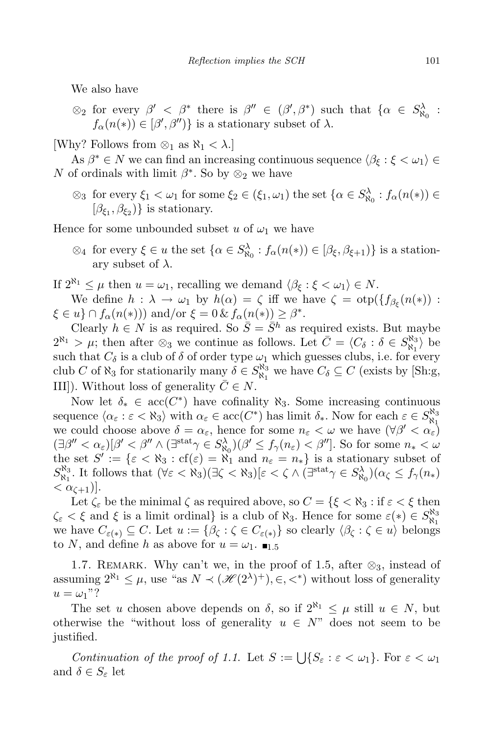We also have

- $\otimes_2$ for every $\beta' < \beta^*$ there is $\beta'' \in (\beta', \beta^*)$ such that $\{\alpha \in S^\lambda_{\aleph_0} : f_\alpha(n(*)) \in [\beta', \beta'')\}$ is a stationary subset of $\lambda$.

[Why? Follows from $\otimes_1$ as $\aleph_1 < \lambda$.]

As $\beta^* \in N$ we can find an increasing continuous sequence $\langle \beta_\xi : \xi < \omega_1\rangle \in N$ of ordinals with limit $\beta^*$. So by $\otimes_2$ we have

- $\otimes_3$ for every $\xi_1 < \omega_1$ for some $\xi_2 \in (\xi_1, \omega_1)$ the set $\{\alpha \in S^\lambda_{\aleph_0} : f_\alpha(n(*)) \in [\beta_{\xi_1}, \beta_{\xi_2})\}$ is stationary.

Hence for some unbounded subset $u$ of $\omega_1$ we have

- $\otimes_4$ for every $\xi \in u$ the set $\{\alpha \in S^\lambda_{\aleph_0} : f_\alpha(n(*)) \in [\beta_\xi, \beta_{\xi+1})\}$ is a stationary subset of $\lambda$.

If $2^{\aleph_1} \le \mu$ then $u = \omega_1$, recalling we demand $\langle \beta_\xi : \xi < \omega_1\rangle \in N$.

We define $h : \lambda \to \omega_1$ by $h(\alpha) = \zeta$ iff we have $\zeta = \mathrm{otp}(\{f_{\beta_\xi}(n(*)) : \xi \in u\} \cap f_\alpha(n(*)))$ and/or $\xi = 0 \,\&\, f_\alpha(n(*)) \ge \beta^*$.

Clearly $h \in N$ is as required. So $\bar S = \bar S^h$ as required exists. But maybe $2^{\aleph_1} > \mu$; then after $\otimes_3$ we continue as follows. Let $\bar C = \langle C_\delta : \delta \in S^{\aleph_3}_{\aleph_1}\rangle$ be such that $C_\delta$ is a club of $\delta$ of order type $\omega_1$ which guesses clubs, i.e. for every club $C$ of $\aleph_3$ for stationarily many $\delta \in S^{\aleph_3}_{\aleph_1}$ we have $C_\delta \subseteq C$ (exists by [Sh:g, III]). Without loss of generality $\bar C \in N$.

Now let $\delta_* \in \mathrm{acc}(C^*)$ have cofinality $\aleph_3$. Some increasing continuous sequence $\langle \alpha_\varepsilon : \varepsilon < \aleph_3\rangle$ with $\alpha_\varepsilon \in \mathrm{acc}(C^*)$ has limit $\delta_*$. Now for each $\varepsilon \in S^{\aleph_3}_{\aleph_1}$ we could choose above $\delta = \alpha_\varepsilon$, hence for some $n_\varepsilon < \omega$ we have $(\forall \beta' < \alpha_\varepsilon)$ $(\exists \beta'' < \alpha_\varepsilon)[\beta' < \beta'' \wedge (\exists^{\mathrm{stat}} \gamma \in S^\lambda_{\aleph_0})(\beta' \le f_\gamma(n_\varepsilon) < \beta'']$. So for some $n_* < \omega$ the set $S' := \{\varepsilon < \aleph_3 : \mathrm{cf}(\varepsilon) = \aleph_1 \text{ and } n_\varepsilon = n_*\}$ is a stationary subset of $S^{\aleph_3}_{\aleph_1}$. It follows that $(\forall \varepsilon < \aleph_3)(\exists \zeta < \aleph_3)[\varepsilon < \zeta \wedge (\exists^{\mathrm{stat}} \gamma \in S^\lambda_{\aleph_0})(\alpha_\zeta \le f_\gamma(n_*) < \alpha_{\zeta+1})]$.

Let $\zeta_\varepsilon$ be the minimal $\zeta$ as required above, so $C = \{\xi < \aleph_3 : \text{if } \varepsilon < \xi \text{ then } \zeta_\varepsilon < \xi \text{ and } \xi \text{ is a limit ordinal}\}$ is a club of $\aleph_3$. Hence for some $\varepsilon(*) \in S^{\aleph_3}_{\aleph_1}$ we have $C_{\varepsilon(*)} \subseteq C$. Let $u := \{\beta_\zeta : \zeta \in C_{\varepsilon(*)}\}$ so clearly $\langle \beta_\zeta : \zeta \in u\rangle$ belongs to $N$, and define $h$ as above for $u = \omega_1$. $\blacksquare_{1.5}$

1.7. Remark. Why can't we, in the proof of 1.5, after $\otimes_3$, instead of assuming $2^{\aleph_1} \le \mu$, use "as $N \prec (\mathscr{H}(2^\lambda)^+), \in, <^*)$ without loss of generality $u = \omega_1$"?

The set $u$ chosen above depends on $\delta$, so if $2^{\aleph_1} \le \mu$ still $u \in N$, but otherwise the "without loss of generality $u \in N$" does not seem to be justified.

*Continuation of the proof of 1.1.* Let $S := \bigcup\{S_\varepsilon : \varepsilon < \omega_1\}$. For $\varepsilon < \omega_1$ and $\delta \in S_\varepsilon$ let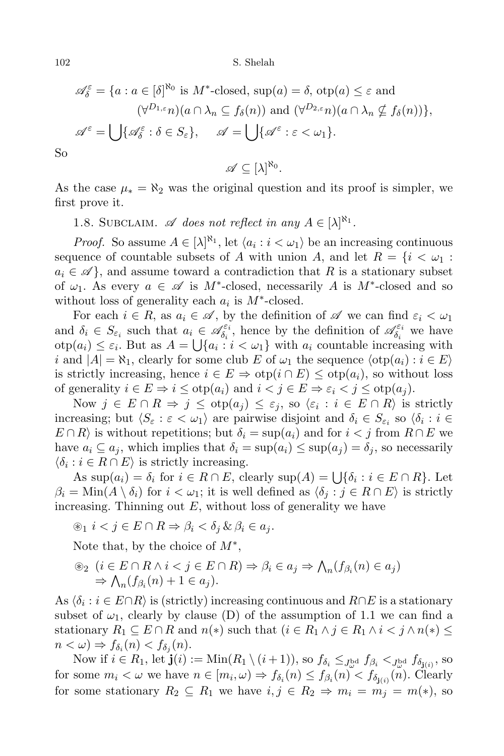$$\mathscr{A}^\varepsilon_\delta = \{a : a \in [\delta]^{\aleph_0} \text{ is } M^*\text{-closed}, \sup(a) = \delta, \operatorname{otp}(a) \le \varepsilon \text{ and}$$
$$(\forall^{D_{1,\varepsilon}} n)(a \cap \lambda_n \subseteq f_\delta(n)) \text{ and } (\forall^{D_{2,\varepsilon}} n)(a \cap \lambda_n \nsubseteq f_\delta(n))\},$$
$$\mathscr{A}^\varepsilon = \bigcup\{\mathscr{A}^\varepsilon_\delta : \delta \in S_\varepsilon\}, \quad \mathscr{A} = \bigcup\{\mathscr{A}^\varepsilon : \varepsilon < \omega_1\}.$$

So

$$\mathscr{A} \subseteq [\lambda]^{\aleph_0}.$$

As the case $\mu_* = \aleph_2$ was the original question and its proof is simpler, we first prove it.

1.8. Subclaim. *$\mathscr{A}$ does not reflect in any $A \in [\lambda]^{\aleph_1}$.*

*Proof.* So assume $A \in [\lambda]^{\aleph_1}$, let $\langle a_i : i < \omega_1 \rangle$ be an increasing continuous sequence of countable subsets of $A$ with union $A$, and let $R = \{i < \omega_1 : a_i \in \mathscr{A}\}$, and assume toward a contradiction that $R$ is a stationary subset of $\omega_1$. As every $a \in \mathscr{A}$ is $M^*$-closed, necessarily $A$ is $M^*$-closed and so without loss of generality each $a_i$ is $M^*$-closed.

For each $i \in R$, as $a_i \in \mathscr{A}$, by the definition of $\mathscr{A}$ we can find $\varepsilon_i < \omega_1$ and $\delta_i \in S_{\varepsilon_i}$ such that $a_i \in \mathscr{A}^{\varepsilon_i}_{\delta_i}$, hence by the definition of $\mathscr{A}^{\varepsilon_i}_{\delta_i}$ we have $\operatorname{otp}(a_i) \le \varepsilon_i$. But as $A = \bigcup\{a_i : i < \omega_1\}$ with $a_i$ countable increasing with $i$ and $|A| = \aleph_1$, clearly for some club $E$ of $\omega_1$ the sequence $\langle \operatorname{otp}(a_i) : i \in E\rangle$ is strictly increasing, hence $i \in E \Rightarrow \operatorname{otp}(i \cap E) \le \operatorname{otp}(a_i)$, so without loss of generality $i \in E \Rightarrow i \le \operatorname{otp}(a_i)$ and $i < j \in E \Rightarrow \varepsilon_i < j \le \operatorname{otp}(a_j)$.

Now $j \in E \cap R \Rightarrow j \le \operatorname{otp}(a_j) \le \varepsilon_j$, so $\langle \varepsilon_i : i \in E \cap R\rangle$ is strictly increasing; but $\langle S_\varepsilon : \varepsilon < \omega_1\rangle$ are pairwise disjoint and $\delta_i \in S_{\varepsilon_i}$ so $\langle \delta_i : i \in E \cap R\rangle$ is without repetitions; but $\delta_i = \sup(a_i)$ and for $i < j$ from $R \cap E$ we have $a_i \subseteq a_j$, which implies that $\delta_i = \sup(a_i) \le \sup(a_j) = \delta_j$, so necessarily $\langle \delta_i : i \in R \cap E\rangle$ is strictly increasing.

As $\sup(a_i) = \delta_i$ for $i \in R \cap E$, clearly $\sup(A) = \bigcup\{\delta_i : i \in E \cap R\}$. Let $\beta_i = \operatorname{Min}(A \setminus \delta_i)$ for $i < \omega_1$; it is well defined as $\langle \delta_j : j \in R \cap E\rangle$ is strictly increasing. Thinning out $E$, without loss of generality we have

$\circledast_1$ $i < j \in E \cap R \Rightarrow \beta_i < \delta_j \;\&\; \beta_i \in a_j$.

Note that, by the choice of $M^*$,

$\circledast_2$ $(i \in E \cap R \wedge i < j \in E \cap R) \Rightarrow \beta_i \in a_j \Rightarrow \bigwedge_n (f_{\beta_i}(n) \in a_j)$
$\Rightarrow \bigwedge_n (f_{\beta_i}(n) + 1 \in a_j)$.

As $\langle \delta_i : i \in E \cap R\rangle$ is (strictly) increasing continuous and $R \cap E$ is a stationary subset of $\omega_1$, clearly by clause (D) of the assumption of 1.1 we can find a stationary $R_1 \subseteq E \cap R$ and $n(*)$ such that $(i \in R_1 \wedge j \in R_1 \wedge i < j \wedge n(*) \le n < \omega) \Rightarrow f_{\delta_i}(n) < f_{\delta_j}(n)$.

Now if $i \in R_1$, let $\mathbf{j}(i) := \operatorname{Min}(R_1 \setminus (i+1))$, so $f_{\delta_i} \le_{J^{\mathrm{bd}}_\omega} f_{\beta_i} <_{J^{\mathrm{bd}}_\omega} f_{\delta_{\mathbf{j}(i)}}$, so for some $m_i < \omega$ we have $n \in [m_i, \omega) \Rightarrow f_{\delta_i}(n) \le f_{\beta_i}(n) < f_{\delta_{\mathbf{j}(i)}}(n)$. Clearly for some stationary $R_2 \subseteq R_1$ we have $i, j \in R_2 \Rightarrow m_i = m_j = m(*)$, so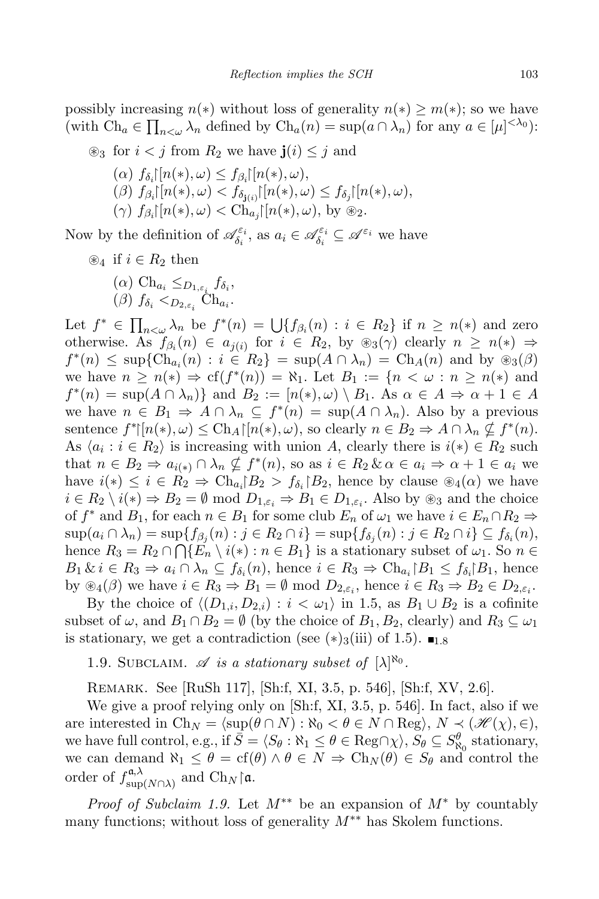possibly increasing $n(*)$ without loss of generality $n(*) \geq m(*)$; so we have (with $\mathrm{Ch}_a \in \prod_{n<\omega} \lambda_n$ defined by $\mathrm{Ch}_a(n) = \sup(a \cap \lambda_n)$ for any $a \in [\mu]^{<\lambda_0}$):

- $\circledast_3$ for $i < j$ from $R_2$ we have $\mathbf{j}(i) \leq j$ and
  - $(\alpha)$ $f_{\delta_i} \restriction [n(*), \omega) \leq f_{\beta_i} \restriction [n(*), \omega)$,
  - $(\beta)$ $f_{\beta_i} \restriction [n(*), \omega) < f_{\delta_{\mathbf{j}(i)}} \restriction [n(*), \omega) \leq f_{\delta_j} \restriction [n(*), \omega)$,
  - $(\gamma)$ $f_{\beta_i} \restriction [n(*), \omega) < \mathrm{Ch}_{a_j} \restriction [n(*), \omega)$, by $\circledast_2$.

Now by the definition of $\mathscr{A}^{\varepsilon_i}_{\delta_i}$, as $a_i \in \mathscr{A}^{\varepsilon_i}_{\delta_i} \subseteq \mathscr{A}^{\varepsilon_i}$ we have

- $\circledast_4$ if $i \in R_2$ then
  - $(\alpha)$ $\mathrm{Ch}_{a_i} \leq_{D_{1,\varepsilon_i}} f_{\delta_i}$,
  - $(\beta)$ $f_{\delta_i} <_{D_{2,\varepsilon_i}} \mathrm{Ch}_{a_i}$.

Let $f^* \in \prod_{n<\omega} \lambda_n$ be $f^*(n) = \bigcup \{f_{\beta_i}(n) : i \in R_2\}$ if $n \geq n(*)$ and zero otherwise. As $f_{\beta_i}(n) \in a_{j(i)}$ for $i \in R_2$, by $\circledast_3(\gamma)$ clearly $n \geq n(*) \Rightarrow f^*(n) \leq \sup\{\mathrm{Ch}_{a_i}(n) : i \in R_2\} = \sup(A \cap \lambda_n) = \mathrm{Ch}_A(n)$ and by $\circledast_3(\beta)$ we have $n \geq n(*) \Rightarrow \mathrm{cf}(f^*(n)) = \aleph_1$. Let $B_1 := \{n < \omega : n \geq n(*)$ and $f^*(n) = \sup(A \cap \lambda_n)\}$ and $B_2 := [n(*), \omega) \setminus B_1$. As $\alpha \in A \Rightarrow \alpha + 1 \in A$ we have $n \in B_1 \Rightarrow A \cap \lambda_n \subseteq f^*(n) = \sup(A \cap \lambda_n)$. Also by a previous sentence $f^* \restriction [n(*), \omega) \leq \mathrm{Ch}_A \restriction [n(*), \omega)$, so clearly $n \in B_2 \Rightarrow A \cap \lambda_n \nsubseteq f^*(n)$. As $\langle a_i : i \in R_2 \rangle$ is increasing with union $A$, clearly there is $i(*) \in R_2$ such that $n \in B_2 \Rightarrow a_{i(*)} \cap \lambda_n \nsubseteq f^*(n)$, so as $i \in R_2 \,\&\, \alpha \in a_i \Rightarrow \alpha + 1 \in a_i$ we have $i(*) \leq i \in R_2 \Rightarrow \mathrm{Ch}_{a_i} \restriction B_2 > f_{\delta_i} \restriction B_2$, hence by clause $\circledast_4(\alpha)$ we have $i \in R_2 \setminus i(*) \Rightarrow B_2 = \emptyset \bmod D_{1,\varepsilon_i} \Rightarrow B_1 \in D_{1,\varepsilon_i}$. Also by $\circledast_3$ and the choice of $f^*$ and $B_1$, for each $n \in B_1$ for some club $E_n$ of $\omega_1$ we have $i \in E_n \cap R_2 \Rightarrow \sup(a_i \cap \lambda_n) = \sup\{f_{\beta_j}(n) : j \in R_2 \cap i\} = \sup\{f_{\delta_j}(n) : j \in R_2 \cap i\} \subseteq f_{\delta_i}(n)$, hence $R_3 = R_2 \cap \bigcap \{E_n \setminus i(*) : n \in B_1\}$ is a stationary subset of $\omega_1$. So $n \in B_1 \,\&\, i \in R_3 \Rightarrow a_i \cap \lambda_n \subseteq f_{\delta_i}(n)$, hence $i \in R_3 \Rightarrow \mathrm{Ch}_{a_i} \restriction B_1 \leq f_{\delta_i} \restriction B_1$, hence by $\circledast_4(\beta)$ we have $i \in R_3 \Rightarrow B_1 = \emptyset \bmod D_{2,\varepsilon_i}$, hence $i \in R_3 \Rightarrow B_2 \in D_{2,\varepsilon_i}$.

By the choice of $\langle (D_{1,i}, D_{2,i}) : i < \omega_1 \rangle$ in 1.5, as $B_1 \cup B_2$ is a cofinite subset of $\omega$, and $B_1 \cap B_2 = \emptyset$ (by the choice of $B_1, B_2$, clearly) and $R_3 \subseteq \omega_1$ is stationary, we get a contradiction (see $(*)_3$(iii) of 1.5). $\blacksquare_{1.8}$

1.9. Subclaim. *$\mathscr{A}$ is a stationary subset of $[\lambda]^{\aleph_0}$.*

Remark. See [RuSh 117], [Sh:f, XI, 3.5, p. 546], [Sh:f, XV, 2.6].

We give a proof relying only on [Sh:f, XI, 3.5, p. 546]. In fact, also if we are interested in $\mathrm{Ch}_N = \langle \sup(\theta \cap N) : \aleph_0 < \theta \in N \cap \mathrm{Reg} \rangle$, $N \prec (\mathscr{H}(\chi), \in)$, we have full control, e.g., if $\bar{S} = \langle S_\theta : \aleph_1 \leq \theta \in \mathrm{Reg} \cap \chi \rangle$, $S_\theta \subseteq S^\theta_{\aleph_0}$ stationary, we can demand $\aleph_1 \leq \theta = \mathrm{cf}(\theta) \wedge \theta \in N \Rightarrow \mathrm{Ch}_N(\theta) \in S_\theta$ and control the order of $f^{\mathfrak{a},\lambda}_{\sup(N \cap \lambda)}$ and $\mathrm{Ch}_N \restriction \mathfrak{a}$.

*Proof of Subclaim 1.9.* Let $M^{**}$ be an expansion of $M^*$ by countably many functions; without loss of generality $M^{**}$ has Skolem functions.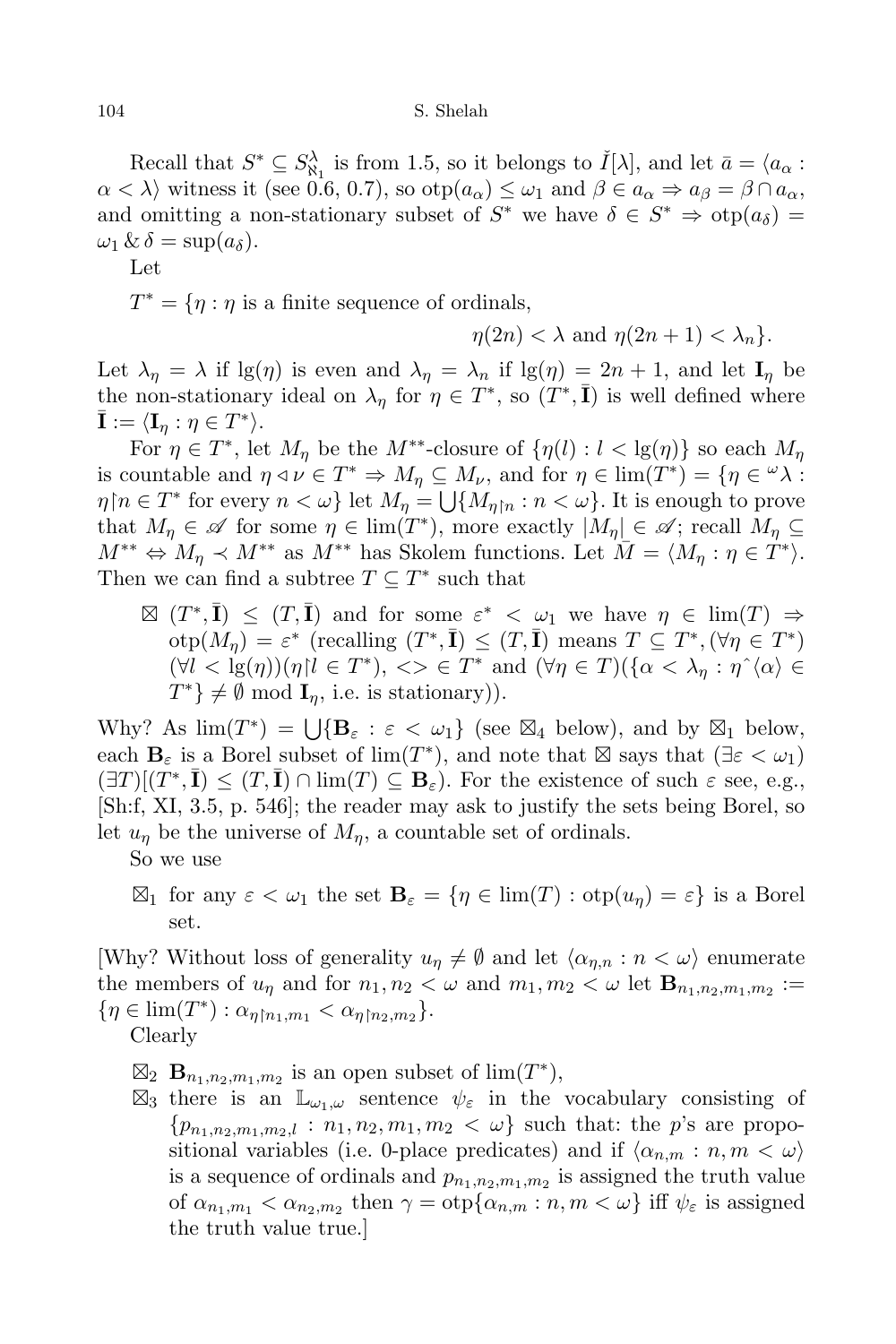Recall that $S^* \subseteq S^\lambda_{\aleph_1}$ is from 1.5, so it belongs to $\check{I}[\lambda]$, and let $\bar{a} = \langle a_\alpha : \alpha < \lambda\rangle$ witness it (see 0.6, 0.7), so $\mathrm{otp}(a_\alpha) \le \omega_1$ and $\beta \in a_\alpha \Rightarrow a_\beta = \beta \cap a_\alpha$, and omitting a non-stationary subset of $S^*$ we have $\delta \in S^* \Rightarrow \mathrm{otp}(a_\delta) = \omega_1 \,\&\, \delta = \sup(a_\delta)$.

Let

$T^* = \{\eta : \eta$ is a finite sequence of ordinals,

$$\eta(2n) < \lambda \text{ and } \eta(2n+1) < \lambda_n\}.$$

Let $\lambda_\eta = \lambda$ if $\lg(\eta)$ is even and $\lambda_\eta = \lambda_n$ if $\lg(\eta) = 2n+1$, and let $\mathbf{I}_\eta$ be the non-stationary ideal on $\lambda_\eta$ for $\eta \in T^*$, so $(T^*, \bar{\mathbf{I}})$ is well defined where $\bar{\mathbf{I}} := \langle \mathbf{I}_\eta : \eta \in T^*\rangle$.

For $\eta \in T^*$, let $M_\eta$ be the $M^{**}$-closure of $\{\eta(l) : l < \lg(\eta)\}$ so each $M_\eta$ is countable and $\eta \lhd \nu \in T^* \Rightarrow M_\eta \subseteq M_\nu$, and for $\eta \in \lim(T^*) = \{\eta \in {}^\omega\lambda : \eta{\restriction}n \in T^*$ for every $n < \omega\}$ let $M_\eta = \bigcup\{M_{\eta\restriction n} : n < \omega\}$. It is enough to prove that $M_\eta \in \mathscr{A}$ for some $\eta \in \lim(T^*)$, more exactly $|M_\eta| \in \mathscr{A}$; recall $M_\eta \subseteq M^{**} \Leftrightarrow M_\eta \prec M^{**}$ as $M^{**}$ has Skolem functions. Let $\bar{M} = \langle M_\eta : \eta \in T^*\rangle$. Then we can find a subtree $T \subseteq T^*$ such that

- $\boxtimes$ $(T^*, \bar{\mathbf{I}}) \le (T, \bar{\mathbf{I}})$ and for some $\varepsilon^* < \omega_1$ we have $\eta \in \lim(T) \Rightarrow \mathrm{otp}(M_\eta) = \varepsilon^*$ (recalling $(T^*, \bar{\mathbf{I}}) \le (T, \bar{\mathbf{I}})$ means $T \subseteq T^*, (\forall \eta \in T^*)$ $(\forall l < \lg(\eta))(\eta{\restriction}l \in T^*)$, $<> \in T^*$ and $(\forall \eta \in T)(\{\alpha < \lambda_\eta : \eta\hat{\ }\langle\alpha\rangle \in T^*\} \ne \emptyset \bmod \mathbf{I}_\eta$, i.e. is stationary)).

Why? As $\lim(T^*) = \bigcup\{\mathbf{B}_\varepsilon : \varepsilon < \omega_1\}$ (see $\boxtimes_4$ below), and by $\boxtimes_1$ below, each $\mathbf{B}_\varepsilon$ is a Borel subset of $\lim(T^*)$, and note that $\boxtimes$ says that $(\exists \varepsilon < \omega_1)$ $(\exists T)[(T^*, \bar{\mathbf{I}}) \le (T, \bar{\mathbf{I}}) \cap \lim(T) \subseteq \mathbf{B}_\varepsilon)$. For the existence of such $\varepsilon$ see, e.g., [Sh:f, XI, 3.5, p. 546]; the reader may ask to justify the sets being Borel, so let $u_\eta$ be the universe of $M_\eta$, a countable set of ordinals.

So we use

- $\boxtimes_1$ for any $\varepsilon < \omega_1$ the set $\mathbf{B}_\varepsilon = \{\eta \in \lim(T) : \mathrm{otp}(u_\eta) = \varepsilon\}$ is a Borel set.

[Why? Without loss of generality $u_\eta \ne \emptyset$ and let $\langle \alpha_{\eta,n} : n < \omega\rangle$ enumerate the members of $u_\eta$ and for $n_1, n_2 < \omega$ and $m_1, m_2 < \omega$ let $\mathbf{B}_{n_1,n_2,m_1,m_2} := \{\eta \in \lim(T^*) : \alpha_{\eta\restriction n_1, m_1} < \alpha_{\eta\restriction n_2, m_2}\}$.

Clearly

- $\boxtimes_2$ $\mathbf{B}_{n_1,n_2,m_1,m_2}$ is an open subset of $\lim(T^*)$,
- $\boxtimes_3$ there is an $\mathbb{L}_{\omega_1,\omega}$ sentence $\psi_\varepsilon$ in the vocabulary consisting of $\{p_{n_1,n_2,m_1,m_2,l} : n_1, n_2, m_1, m_2 < \omega\}$ such that: the $p$'s are propositional variables (i.e. 0-place predicates) and if $\langle \alpha_{n,m} : n, m < \omega\rangle$ is a sequence of ordinals and $p_{n_1,n_2,m_1,m_2}$ is assigned the truth value of $\alpha_{n_1,m_1} < \alpha_{n_2,m_2}$ then $\gamma = \mathrm{otp}\{\alpha_{n,m} : n, m < \omega\}$ iff $\psi_\varepsilon$ is assigned the truth value true.]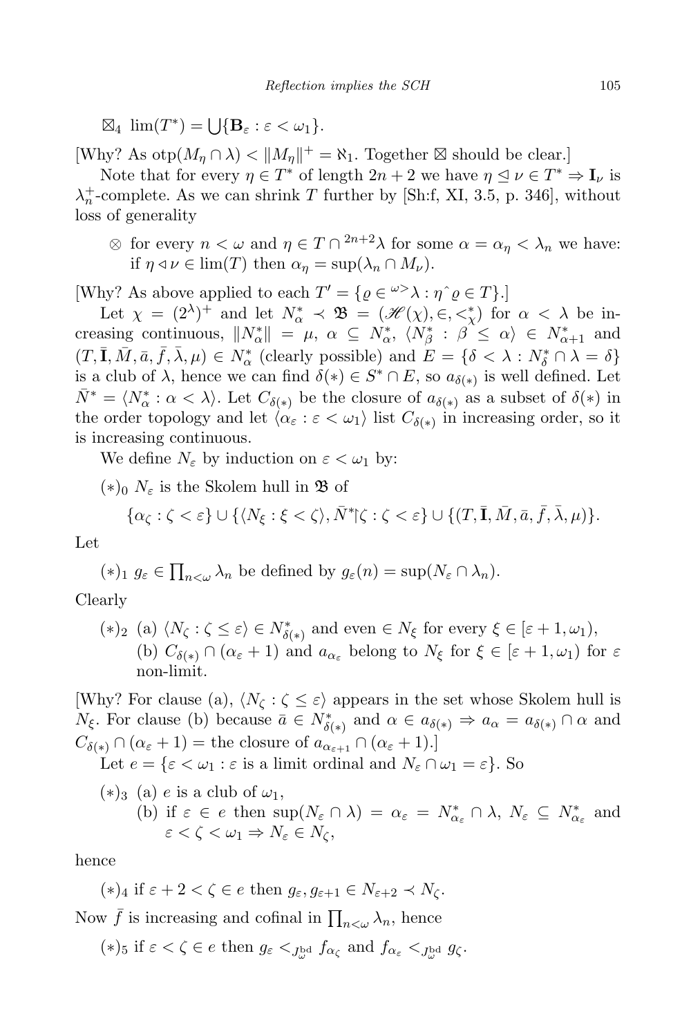$\boxtimes_4$ $\lim(T^*) = \bigcup\{\mathbf{B}_\varepsilon : \varepsilon < \omega_1\}$.

[Why? As $\mathrm{otp}(M_\eta \cap \lambda) < \|M_\eta\|^+ = \aleph_1$. Together $\boxtimes$ should be clear.]

Note that for every $\eta \in T^*$ of length $2n+2$ we have $\eta \trianglelefteq \nu \in T^* \Rightarrow \mathbf{I}_\nu$ is $\lambda_n^+$-complete. As we can shrink $T$ further by [Sh:f, XI, 3.5, p. 346], without loss of generality

> $\otimes$ for every $n < \omega$ and $\eta \in T \cap {}^{2n+2}\lambda$ for some $\alpha = \alpha_\eta < \lambda_n$ we have: if $\eta \triangleleft \nu \in \lim(T)$ then $\alpha_\eta = \sup(\lambda_n \cap M_\nu)$.

[Why? As above applied to each $T' = \{\varrho \in {}^{\omega>}\lambda : \eta\hat{\ }\varrho \in T\}$.]

Let $\chi = (2^\lambda)^+$ and let $N^*_\alpha \prec \mathfrak{B} = (\mathscr{H}(\chi), \in, <^*_\chi)$ for $\alpha < \lambda$ be increasing continuous, $\|N^*_\alpha\| = \mu$, $\alpha \subseteq N^*_\alpha$, $\langle N^*_\beta : \beta \le \alpha\rangle \in N^*_{\alpha+1}$ and $(T, \bar{\mathbf{I}}, \bar{M}, \bar{a}, \bar{f}, \bar{\lambda}, \mu) \in N^*_\alpha$ (clearly possible) and $E = \{\delta < \lambda : N^*_\delta \cap \lambda = \delta\}$ is a club of $\lambda$, hence we can find $\delta(*) \in S^* \cap E$, so $a_{\delta(*)}$ is well defined. Let $\bar{N}^* = \langle N^*_\alpha : \alpha < \lambda\rangle$. Let $C_{\delta(*)}$ be the closure of $a_{\delta(*)}$ as a subset of $\delta(*)$ in the order topology and let $\langle \alpha_\varepsilon : \varepsilon < \omega_1\rangle$ list $C_{\delta(*)}$ in increasing order, so it is increasing continuous.

We define $N_\varepsilon$ by induction on $\varepsilon < \omega_1$ by:

$(*)_0$ $N_\varepsilon$ is the Skolem hull in $\mathfrak{B}$ of

$$\{\alpha_\zeta : \zeta < \varepsilon\} \cup \{\langle N_\xi : \xi < \zeta\rangle, \bar{N}^*{\restriction}\zeta : \zeta < \varepsilon\} \cup \{(T, \bar{\mathbf{I}}, \bar{M}, \bar{a}, \bar{f}, \bar{\lambda}, \mu)\}.$$

Let

$(*)_1$ $g_\varepsilon \in \prod_{n<\omega} \lambda_n$ be defined by $g_\varepsilon(n) = \sup(N_\varepsilon \cap \lambda_n)$.

Clearly

$(*)_2$ (a) $\langle N_\zeta : \zeta \le \varepsilon\rangle \in N^*_{\delta(*)}$ and even $\in N_\xi$ for every $\xi \in [\varepsilon+1, \omega_1)$,
(b) $C_{\delta(*)} \cap (\alpha_\varepsilon + 1)$ and $a_{\alpha_\varepsilon}$ belong to $N_\xi$ for $\xi \in [\varepsilon+1, \omega_1)$ for $\varepsilon$ non-limit.

[Why? For clause (a), $\langle N_\zeta : \zeta \le \varepsilon\rangle$ appears in the set whose Skolem hull is $N_\xi$. For clause (b) because $\bar{a} \in N^*_{\delta(*)}$ and $\alpha \in a_{\delta(*)} \Rightarrow a_\alpha = a_{\delta(*)} \cap \alpha$ and $C_{\delta(*)} \cap (\alpha_\varepsilon + 1) =$ the closure of $a_{\alpha_{\varepsilon+1}} \cap (\alpha_\varepsilon + 1)$.]

Let $e = \{\varepsilon < \omega_1 : \varepsilon$ is a limit ordinal and $N_\varepsilon \cap \omega_1 = \varepsilon\}$. So

$(*)_3$ (a) $e$ is a club of $\omega_1$,
(b) if $\varepsilon \in e$ then $\sup(N_\varepsilon \cap \lambda) = \alpha_\varepsilon = N^*_{\alpha_\varepsilon} \cap \lambda$, $N_\varepsilon \subseteq N^*_{\alpha_\varepsilon}$ and $\varepsilon < \zeta < \omega_1 \Rightarrow N_\varepsilon \in N_\zeta$,

hence

$(*)_4$ if $\varepsilon + 2 < \zeta \in e$ then $g_\varepsilon, g_{\varepsilon+1} \in N_{\varepsilon+2} \prec N_\zeta$.

Now $\bar{f}$ is increasing and cofinal in $\prod_{n<\omega} \lambda_n$, hence

$(*)_5$ if $\varepsilon < \zeta \in e$ then $g_\varepsilon <_{J^{\mathrm{bd}}_\omega} f_{\alpha_\zeta}$ and $f_{\alpha_\varepsilon} <_{J^{\mathrm{bd}}_\omega} g_\zeta$.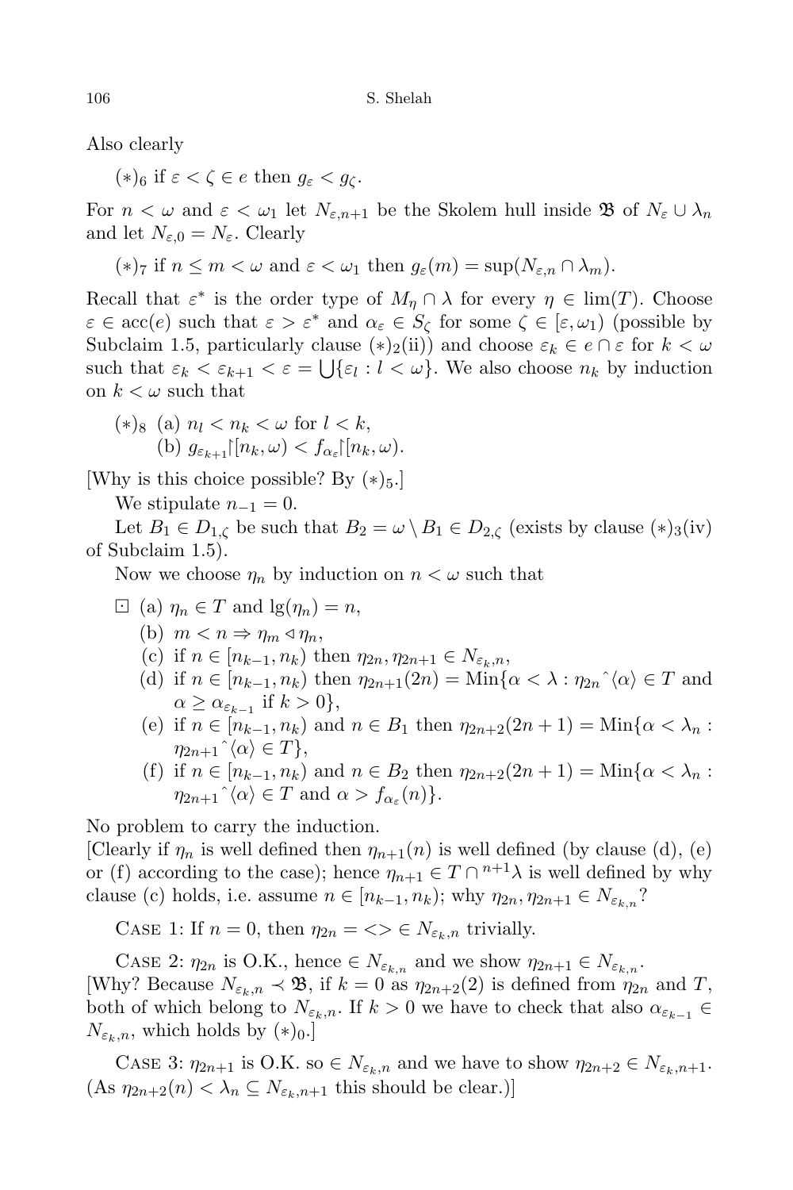Also clearly

$(*)_6$ if $\varepsilon < \zeta \in e$ then $g_\varepsilon < g_\zeta$.

For $n < \omega$ and $\varepsilon < \omega_1$ let $N_{\varepsilon,n+1}$ be the Skolem hull inside $\mathfrak{B}$ of $N_\varepsilon \cup \lambda_n$ and let $N_{\varepsilon,0} = N_\varepsilon$. Clearly

$(*)_7$ if $n \le m < \omega$ and $\varepsilon < \omega_1$ then $g_\varepsilon(m) = \sup(N_{\varepsilon,n} \cap \lambda_m)$.

Recall that $\varepsilon^*$ is the order type of $M_\eta \cap \lambda$ for every $\eta \in \lim(T)$. Choose $\varepsilon \in \mathrm{acc}(e)$ such that $\varepsilon > \varepsilon^*$ and $\alpha_\varepsilon \in S_\zeta$ for some $\zeta \in [\varepsilon, \omega_1)$ (possible by Subclaim 1.5, particularly clause $(*)_2$(ii)) and choose $\varepsilon_k \in e \cap \varepsilon$ for $k < \omega$ such that $\varepsilon_k < \varepsilon_{k+1} < \varepsilon = \bigcup\{\varepsilon_l : l < \omega\}$. We also choose $n_k$ by induction on $k < \omega$ such that

$(*)_8$ (a) $n_l < n_k < \omega$ for $l < k$,
(b) $g_{\varepsilon_{k+1}} \restriction [n_k, \omega) < f_{\alpha_\varepsilon} \restriction [n_k, \omega)$.

[Why is this choice possible? By $(*)_5$.]

We stipulate $n_{-1} = 0$.

Let $B_1 \in D_{1,\zeta}$ be such that $B_2 = \omega \setminus B_1 \in D_{2,\zeta}$ (exists by clause $(*)_3$(iv) of Subclaim 1.5).

Now we choose $\eta_n$ by induction on $n < \omega$ such that

$\boxdot$ (a) $\eta_n \in T$ and $\lg(\eta_n) = n$,
(b) $m < n \Rightarrow \eta_m \triangleleft \eta_n$,
(c) if $n \in [n_{k-1}, n_k)$ then $\eta_{2n}, \eta_{2n+1} \in N_{\varepsilon_k,n}$,
(d) if $n \in [n_{k-1}, n_k)$ then $\eta_{2n+1}(2n) = \mathrm{Min}\{\alpha < \lambda : \eta_{2n}{}^\frown\langle\alpha\rangle \in T$ and $\alpha \ge \alpha_{\varepsilon_{k-1}}$ if $k > 0\}$,
(e) if $n \in [n_{k-1}, n_k)$ and $n \in B_1$ then $\eta_{2n+2}(2n+1) = \mathrm{Min}\{\alpha < \lambda_n : \eta_{2n+1}{}^\frown\langle\alpha\rangle \in T\}$,
(f) if $n \in [n_{k-1}, n_k)$ and $n \in B_2$ then $\eta_{2n+2}(2n+1) = \mathrm{Min}\{\alpha < \lambda_n : \eta_{2n+1}{}^\frown\langle\alpha\rangle \in T$ and $\alpha > f_{\alpha_\varepsilon}(n)\}$.

No problem to carry the induction.
[Clearly if $\eta_n$ is well defined then $\eta_{n+1}(n)$ is well defined (by clause (d), (e) or (f) according to the case); hence $\eta_{n+1} \in T \cap {}^{n+1}\lambda$ is well defined by why clause (c) holds, i.e. assume $n \in [n_{k-1}, n_k)$; why $\eta_{2n}, \eta_{2n+1} \in N_{\varepsilon_k,n}$?

Case 1: If $n = 0$, then $\eta_{2n} = <> \in N_{\varepsilon_k,n}$ trivially.

Case 2: $\eta_{2n}$ is O.K., hence $\in N_{\varepsilon_{k,n}}$ and we show $\eta_{2n+1} \in N_{\varepsilon_{k,n}}$.
[Why? Because $N_{\varepsilon_k,n} \prec \mathfrak{B}$, if $k = 0$ as $\eta_{2n+2}(2)$ is defined from $\eta_{2n}$ and $T$, both of which belong to $N_{\varepsilon_k,n}$. If $k > 0$ we have to check that also $\alpha_{\varepsilon_{k-1}} \in N_{\varepsilon_k,n}$, which holds by $(*)_0$.]

Case 3: $\eta_{2n+1}$ is O.K. so $\in N_{\varepsilon_k,n}$ and we have to show $\eta_{2n+2} \in N_{\varepsilon_k,n+1}$. (As $\eta_{2n+2}(n) < \lambda_n \subseteq N_{\varepsilon_k,n+1}$ this should be clear.)]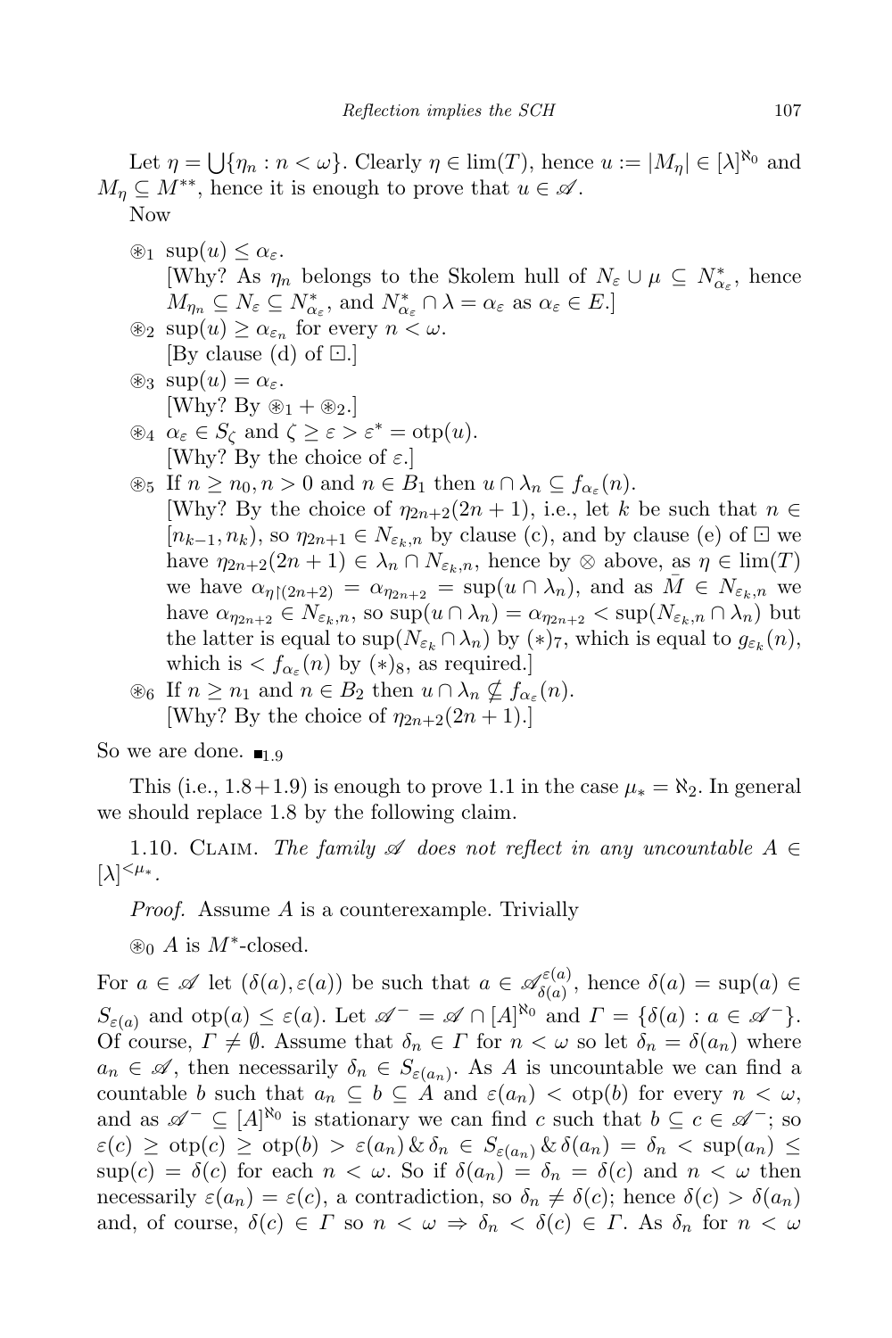Let $\eta = \bigcup\{\eta_n : n < \omega\}$. Clearly $\eta \in \lim(T)$, hence $u := |M_\eta| \in [\lambda]^{\aleph_0}$ and $M_\eta \subseteq M^{**}$, hence it is enough to prove that $u \in \mathscr{A}$.

Now

- $\circledast_1$ $\sup(u) \leq \alpha_\varepsilon$.
  [Why? As $\eta_n$ belongs to the Skolem hull of $N_\varepsilon \cup \mu \subseteq N^*_{\alpha_\varepsilon}$, hence $M_{\eta_n} \subseteq N_\varepsilon \subseteq N^*_{\alpha_\varepsilon}$, and $N^*_{\alpha_\varepsilon} \cap \lambda = \alpha_\varepsilon$ as $\alpha_\varepsilon \in E$.]
- $\circledast_2$ $\sup(u) \geq \alpha_{\varepsilon_n}$ for every $n < \omega$.
  [By clause (d) of $\boxdot$.]
- $\circledast_3$ $\sup(u) = \alpha_\varepsilon$.
  [Why? By $\circledast_1 + \circledast_2$.]
- $\circledast_4$ $\alpha_\varepsilon \in S_\zeta$ and $\zeta \geq \varepsilon > \varepsilon^* = \mathrm{otp}(u)$.
  [Why? By the choice of $\varepsilon$.]
- $\circledast_5$ If $n \geq n_0, n > 0$ and $n \in B_1$ then $u \cap \lambda_n \subseteq f_{\alpha_\varepsilon}(n)$.
  [Why? By the choice of $\eta_{2n+2}(2n+1)$, i.e., let $k$ be such that $n \in [n_{k-1}, n_k)$, so $\eta_{2n+1} \in N_{\varepsilon_k,n}$ by clause (c), and by clause (e) of $\boxdot$ we have $\eta_{2n+2}(2n+1) \in \lambda_n \cap N_{\varepsilon_k,n}$, hence by $\otimes$ above, as $\eta \in \lim(T)$ we have $\alpha_{\eta\restriction(2n+2)} = \alpha_{\eta_{2n+2}} = \sup(u \cap \lambda_n)$, and as $\bar{M} \in N_{\varepsilon_k,n}$ we have $\alpha_{\eta_{2n+2}} \in N_{\varepsilon_k,n}$, so $\sup(u \cap \lambda_n) = \alpha_{\eta_{2n+2}} < \sup(N_{\varepsilon_k,n} \cap \lambda_n)$ but the latter is equal to $\sup(N_{\varepsilon_k} \cap \lambda_n)$ by $(*)_7$, which is equal to $g_{\varepsilon_k}(n)$, which is $< f_{\alpha_\varepsilon}(n)$ by $(*)_8$, as required.]
- $\circledast_6$ If $n \geq n_1$ and $n \in B_2$ then $u \cap \lambda_n \nsubseteq f_{\alpha_\varepsilon}(n)$.
  [Why? By the choice of $\eta_{2n+2}(2n+1)$.]

So we are done. $\blacksquare_{1.9}$

This (i.e., 1.8+1.9) is enough to prove 1.1 in the case $\mu_* = \aleph_2$. In general we should replace 1.8 by the following claim.

1.10. Claim. *The family $\mathscr{A}$ does not reflect in any uncountable $A \in [\lambda]^{<\mu_*}$.*

*Proof.* Assume $A$ is a counterexample. Trivially

$\circledast_0$ $A$ is $M^*$-closed.

For $a \in \mathscr{A}$ let $(\delta(a), \varepsilon(a))$ be such that $a \in \mathscr{A}^{\varepsilon(a)}_{\delta(a)}$, hence $\delta(a) = \sup(a) \in S_{\varepsilon(a)}$ and $\mathrm{otp}(a) \leq \varepsilon(a)$. Let $\mathscr{A}^- = \mathscr{A} \cap [A]^{\aleph_0}$ and $\Gamma = \{\delta(a) : a \in \mathscr{A}^-\}$. Of course, $\Gamma \neq \emptyset$. Assume that $\delta_n \in \Gamma$ for $n < \omega$ so let $\delta_n = \delta(a_n)$ where $a_n \in \mathscr{A}$, then necessarily $\delta_n \in S_{\varepsilon(a_n)}$. As $A$ is uncountable we can find a countable $b$ such that $a_n \subseteq b \subseteq A$ and $\varepsilon(a_n) < \mathrm{otp}(b)$ for every $n < \omega$, and as $\mathscr{A}^- \subseteq [A]^{\aleph_0}$ is stationary we can find $c$ such that $b \subseteq c \in \mathscr{A}^-$; so $\varepsilon(c) \geq \mathrm{otp}(c) \geq \mathrm{otp}(b) > \varepsilon(a_n) \,\&\, \delta_n \in S_{\varepsilon(a_n)} \,\&\, \delta(a_n) = \delta_n < \sup(a_n) \leq \sup(c) = \delta(c)$ for each $n < \omega$. So if $\delta(a_n) = \delta_n = \delta(c)$ and $n < \omega$ then necessarily $\varepsilon(a_n) = \varepsilon(c)$, a contradiction, so $\delta_n \neq \delta(c)$; hence $\delta(c) > \delta(a_n)$ and, of course, $\delta(c) \in \Gamma$ so $n < \omega \Rightarrow \delta_n < \delta(c) \in \Gamma$. As $\delta_n$ for $n < \omega$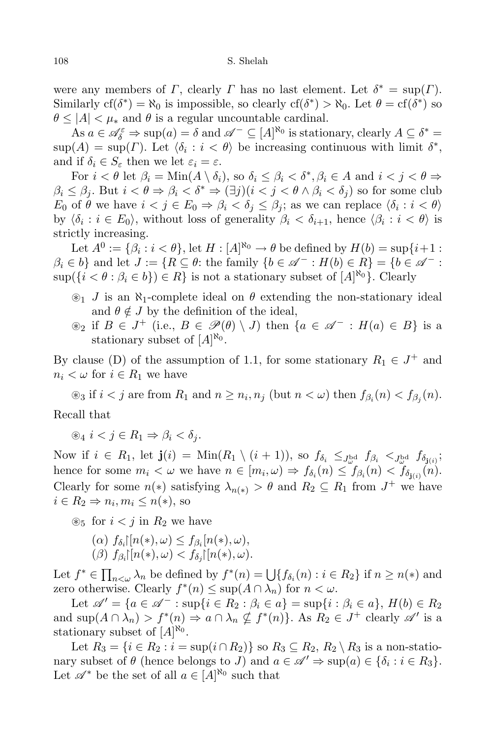were any members of $\Gamma$, clearly $\Gamma$ has no last element. Let $\delta^* = \sup(\Gamma)$. Similarly $\mathrm{cf}(\delta^*) = \aleph_0$ is impossible, so clearly $\mathrm{cf}(\delta^*) > \aleph_0$. Let $\theta = \mathrm{cf}(\delta^*)$ so $\theta \le |A| < \mu_*$ and $\theta$ is a regular uncountable cardinal.

As $a \in \mathscr{A}^\varepsilon_\delta \Rightarrow \sup(a) = \delta$ and $\mathscr{A}^- \subseteq [A]^{\aleph_0}$ is stationary, clearly $A \subseteq \delta^* = \sup(A) = \sup(\Gamma)$. Let $\langle \delta_i : i < \theta \rangle$ be increasing continuous with limit $\delta^*$, and if $\delta_i \in S_\varepsilon$ then we let $\varepsilon_i = \varepsilon$.

For $i < \theta$ let $\beta_i = \mathrm{Min}(A \setminus \delta_i)$, so $\delta_i \le \beta_i < \delta^*, \beta_i \in A$ and $i < j < \theta \Rightarrow \beta_i \le \beta_j$. But $i < \theta \Rightarrow \beta_i < \delta^* \Rightarrow (\exists j)(i < j < \theta \wedge \beta_i < \delta_j)$ so for some club $E_0$ of $\theta$ we have $i < j \in E_0 \Rightarrow \beta_i < \delta_j \le \beta_j$; as we can replace $\langle \delta_i : i < \theta \rangle$ by $\langle \delta_i : i \in E_0 \rangle$, without loss of generality $\beta_i < \delta_{i+1}$, hence $\langle \beta_i : i < \theta \rangle$ is strictly increasing.

Let $A^0 := \{\beta_i : i < \theta\}$, let $H : [A]^{\aleph_0} \to \theta$ be defined by $H(b) = \sup\{i+1 : \beta_i \in b\}$ and let $J := \{R \subseteq \theta$: the family $\{b \in \mathscr{A}^- : H(b) \in R\} = \{b \in \mathscr{A}^- : \sup(\{i < \theta : \beta_i \in b\}) \in R\}$ is not a stationary subset of $[A]^{\aleph_0}\}$. Clearly

- $\circledast_1$ $J$ is an $\aleph_1$-complete ideal on $\theta$ extending the non-stationary ideal and $\theta \notin J$ by the definition of the ideal,
- $\circledast_2$ if $B \in J^+$ (i.e., $B \in \mathscr{P}(\theta) \setminus J$) then $\{a \in \mathscr{A}^- : H(a) \in B\}$ is a stationary subset of $[A]^{\aleph_0}$.

By clause (D) of the assumption of 1.1, for some stationary $R_1 \in J^+$ and $n_i < \omega$ for $i \in R_1$ we have

$\circledast_3$ if $i < j$ are from $R_1$ and $n \ge n_i, n_j$ (but $n < \omega$) then $f_{\beta_i}(n) < f_{\beta_j}(n)$.

Recall that

$\circledast_4$ $i < j \in R_1 \Rightarrow \beta_i < \delta_j$.

Now if $i \in R_1$, let $\mathbf{j}(i) = \mathrm{Min}(R_1 \setminus (i+1))$, so $f_{\delta_i} \le_{J^{\mathrm{bd}}_\omega} f_{\beta_i} <_{J^{\mathrm{bd}}_\omega} f_{\delta_{\mathbf{j}(i)}}$; hence for some $m_i < \omega$ we have $n \in [m_i, \omega) \Rightarrow f_{\delta_i}(n) \le f_{\beta_i}(n) < f_{\delta_{\mathbf{j}(i)}}(n)$. Clearly for some $n(*)$ satisfying $\lambda_{n(*)} > \theta$ and $R_2 \subseteq R_1$ from $J^+$ we have $i \in R_2 \Rightarrow n_i, m_i \le n(*)$, so

$\circledast_5$ for $i < j$ in $R_2$ we have

- $(\alpha)$ $f_{\delta_i}{\restriction}[n(*), \omega) \le f_{\beta_i}[n(*), \omega)$,
- $(\beta)$ $f_{\beta_i}{\restriction}[n(*), \omega) < f_{\delta_j}{\restriction}[n(*), \omega)$.

Let $f^* \in \prod_{n<\omega} \lambda_n$ be defined by $f^*(n) = \bigcup\{f_{\delta_i}(n) : i \in R_2\}$ if $n \ge n(*)$ and zero otherwise. Clearly $f^*(n) \le \sup(A \cap \lambda_n)$ for $n < \omega$.

Let $\mathscr{A}' = \{a \in \mathscr{A}^- : \sup\{i \in R_2 : \beta_i \in a\} = \sup\{i : \beta_i \in a\}$, $H(b) \in R_2$ and $\sup(A \cap \lambda_n) > f^*(n) \Rightarrow a \cap \lambda_n \nsubseteq f^*(n)\}$. As $R_2 \in J^+$ clearly $\mathscr{A}'$ is a stationary subset of $[A]^{\aleph_0}$.

Let $R_3 = \{i \in R_2 : i = \sup(i \cap R_2)\}$ so $R_3 \subseteq R_2$, $R_2 \setminus R_3$ is a non-stationary subset of $\theta$ (hence belongs to $J$) and $a \in \mathscr{A}' \Rightarrow \sup(a) \in \{\delta_i : i \in R_3\}$. Let $\mathscr{A}^*$ be the set of all $a \in [A]^{\aleph_0}$ such that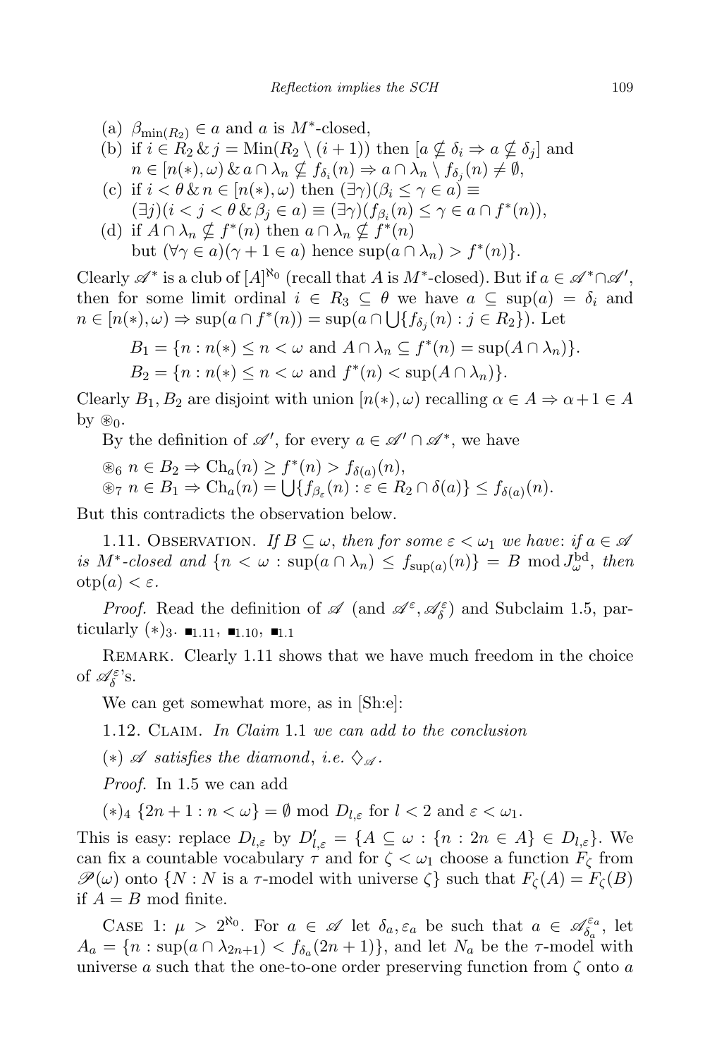(a) $\beta_{\min(R_2)} \in a$ and $a$ is $M^*$-closed,

(b) if $i \in R_2 \,\&\, j = \mathrm{Min}(R_2 \setminus (i+1))$ then $[a \nsubseteq \delta_i \Rightarrow a \nsubseteq \delta_j]$ and $n \in [n(*), \omega) \,\&\, a \cap \lambda_n \nsubseteq f_{\delta_i}(n) \Rightarrow a \cap \lambda_n \setminus f_{\delta_j}(n) \neq \emptyset$,

(c) if $i < \theta \,\&\, n \in [n(*), \omega)$ then $(\exists \gamma)(\beta_i \leq \gamma \in a) \equiv$ $(\exists j)(i < j < \theta \,\&\, \beta_j \in a) \equiv (\exists \gamma)(f_{\beta_i}(n) \leq \gamma \in a \cap f^*(n))$,

(d) if $A \cap \lambda_n \nsubseteq f^*(n)$ then $a \cap \lambda_n \nsubseteq f^*(n)$ but $(\forall \gamma \in a)(\gamma + 1 \in a)$ hence $\sup(a \cap \lambda_n) > f^*(n)\}$.

Clearly $\mathscr{A}^*$ is a club of $[A]^{\aleph_0}$ (recall that $A$ is $M^*$-closed). But if $a \in \mathscr{A}^* \cap \mathscr{A}'$, then for some limit ordinal $i \in R_3 \subseteq \theta$ we have $a \subseteq \sup(a) = \delta_i$ and $n \in [n(*), \omega) \Rightarrow \sup(a \cap f^*(n)) = \sup(a \cap \bigcup\{f_{\delta_j}(n) : j \in R_2\})$. Let

$$B_1 = \{n : n(*) \leq n < \omega \text{ and } A \cap \lambda_n \subseteq f^*(n) = \sup(A \cap \lambda_n)\}.$$
$$B_2 = \{n : n(*) \leq n < \omega \text{ and } f^*(n) < \sup(A \cap \lambda_n)\}.$$

Clearly $B_1, B_2$ are disjoint with union $[n(*), \omega)$ recalling $\alpha \in A \Rightarrow \alpha + 1 \in A$ by $\circledast_0$.

By the definition of $\mathscr{A}'$, for every $a \in \mathscr{A}' \cap \mathscr{A}^*$, we have

$\circledast_6$ $n \in B_2 \Rightarrow \mathrm{Ch}_a(n) \geq f^*(n) > f_{\delta(a)}(n)$,

$\circledast_7$ $n \in B_1 \Rightarrow \mathrm{Ch}_a(n) = \bigcup\{f_{\beta_\varepsilon}(n) : \varepsilon \in R_2 \cap \delta(a)\} \leq f_{\delta(a)}(n)$.

But this contradicts the observation below.

1.11. Observation. *If $B \subseteq \omega$, then for some $\varepsilon < \omega_1$ we have: if $a \in \mathscr{A}$ is $M^*$-closed and $\{n < \omega : \sup(a \cap \lambda_n) \leq f_{\sup(a)}(n)\} = B \bmod J^{\mathrm{bd}}_\omega$, then $\mathrm{otp}(a) < \varepsilon$.*

*Proof.* Read the definition of $\mathscr{A}$ (and $\mathscr{A}^\varepsilon, \mathscr{A}^\varepsilon_\delta$) and Subclaim 1.5, particularly $(*)_3$. ■1.11, ■1.10, ■1.1

Remark. Clearly 1.11 shows that we have much freedom in the choice of $\mathscr{A}^\varepsilon_\delta$'s.

We can get somewhat more, as in [Sh:e]:

1.12. Claim. *In Claim 1.1 we can add to the conclusion*

$(*)$ *$\mathscr{A}$ satisfies the diamond, i.e. $\diamondsuit_{\mathscr{A}}$.*

*Proof.* In 1.5 we can add

$(*)_4$ $\{2n+1 : n < \omega\} = \emptyset \bmod D_{l,\varepsilon}$ for $l < 2$ and $\varepsilon < \omega_1$.

This is easy: replace $D_{l,\varepsilon}$ by $D'_{l,\varepsilon} = \{A \subseteq \omega : \{n : 2n \in A\} \in D_{l,\varepsilon}\}$. We can fix a countable vocabulary $\tau$ and for $\zeta < \omega_1$ choose a function $F_\zeta$ from $\mathscr{P}(\omega)$ onto $\{N : N \text{ is a } \tau\text{-model with universe } \zeta\}$ such that $F_\zeta(A) = F_\zeta(B)$ if $A = B$ mod finite.

Case 1: $\mu > 2^{\aleph_0}$. For $a \in \mathscr{A}$ let $\delta_a, \varepsilon_a$ be such that $a \in \mathscr{A}^{\varepsilon_a}_{\delta_a}$, let $A_a = \{n : \sup(a \cap \lambda_{2n+1}) < f_{\delta_a}(2n+1)\}$, and let $N_a$ be the $\tau$-model with universe $a$ such that the one-to-one order preserving function from $\zeta$ onto $a$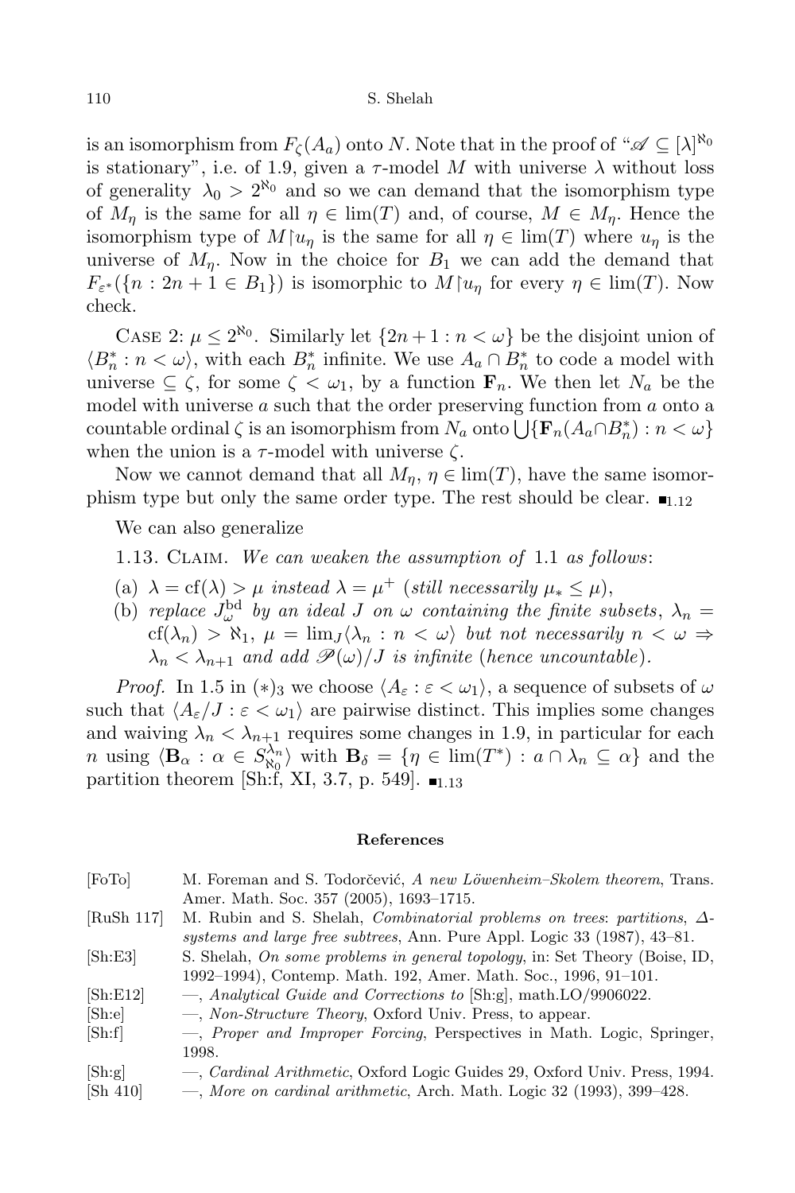is an isomorphism from $F_\zeta(A_a)$ onto $N$. Note that in the proof of "$\mathscr{A} \subseteq [\lambda]^{\aleph_0}$ is stationary", i.e. of 1.9, given a $\tau$-model $M$ with universe $\lambda$ without loss of generality $\lambda_0 > 2^{\aleph_0}$ and so we can demand that the isomorphism type of $M_\eta$ is the same for all $\eta \in \lim(T)$ and, of course, $M \in M_\eta$. Hence the isomorphism type of $M{\restriction}u_\eta$ is the same for all $\eta \in \lim(T)$ where $u_\eta$ is the universe of $M_\eta$. Now in the choice for $B_1$ we can add the demand that $F_{\varepsilon^*}(\{n : 2n+1 \in B_1\})$ is isomorphic to $M{\restriction}u_\eta$ for every $\eta \in \lim(T)$. Now check.

Case 2: $\mu \le 2^{\aleph_0}$. Similarly let $\{2n+1 : n < \omega\}$ be the disjoint union of $\langle B^*_n : n < \omega\rangle$, with each $B^*_n$ infinite. We use $A_a \cap B^*_n$ to code a model with universe $\subseteq \zeta$, for some $\zeta < \omega_1$, by a function $\mathbf{F}_n$. We then let $N_a$ be the model with universe $a$ such that the order preserving function from $a$ onto a countable ordinal $\zeta$ is an isomorphism from $N_a$ onto $\bigcup\{\mathbf{F}_n(A_a \cap B^*_n) : n < \omega\}$ when the union is a $\tau$-model with universe $\zeta$.

Now we cannot demand that all $M_\eta$, $\eta \in \lim(T)$, have the same isomorphism type but only the same order type. The rest should be clear. $\blacksquare_{1.12}$

We can also generalize

1.13. Claim. *We can weaken the assumption of* 1.1 *as follows*:

(a) $\lambda = \mathrm{cf}(\lambda) > \mu$ *instead* $\lambda = \mu^+$ (*still necessarily* $\mu_* \le \mu$),

(b) *replace* $J^{\mathrm{bd}}_\omega$ *by an ideal* $J$ *on* $\omega$ *containing the finite subsets*, $\lambda_n = \mathrm{cf}(\lambda_n) > \aleph_1$, $\mu = \lim_J\langle \lambda_n : n < \omega\rangle$ *but not necessarily* $n < \omega \Rightarrow \lambda_n < \lambda_{n+1}$ *and add* $\mathscr{P}(\omega)/J$ *is infinite* (*hence uncountable*).

*Proof.* In 1.5 in $(*)_3$ we choose $\langle A_\varepsilon : \varepsilon < \omega_1\rangle$, a sequence of subsets of $\omega$ such that $\langle A_\varepsilon/J : \varepsilon < \omega_1\rangle$ are pairwise distinct. This implies some changes and waiving $\lambda_n < \lambda_{n+1}$ requires some changes in 1.9, in particular for each $n$ using $\langle \mathbf{B}_\alpha : \alpha \in S^{\lambda_n}_{\aleph_0}\rangle$ with $\mathbf{B}_\delta = \{\eta \in \lim(T^*) : a \cap \lambda_n \subseteq \alpha\}$ and the partition theorem [Sh:f, XI, 3.7, p. 549]. $\blacksquare_{1.13}$

## References

[FoTo] M. Foreman and S. Todorčević, *A new Löwenheim–Skolem theorem*, Trans. Amer. Math. Soc. 357 (2005), 1693–1715.

[RuSh 117] M. Rubin and S. Shelah, *Combinatorial problems on trees: partitions, Δ-systems and large free subtrees*, Ann. Pure Appl. Logic 33 (1987), 43–81.

[Sh:E3] S. Shelah, *On some problems in general topology*, in: Set Theory (Boise, ID, 1992–1994), Contemp. Math. 192, Amer. Math. Soc., 1996, 91–101.

[Sh:E12] —, *Analytical Guide and Corrections to* [Sh:g], math.LO/9906022.

[Sh:e] —, *Non-Structure Theory*, Oxford Univ. Press, to appear.

[Sh:f] —, *Proper and Improper Forcing*, Perspectives in Math. Logic, Springer, 1998.

[Sh:g] —, *Cardinal Arithmetic*, Oxford Logic Guides 29, Oxford Univ. Press, 1994.

[Sh 410] —, *More on cardinal arithmetic*, Arch. Math. Logic 32 (1993), 399–428.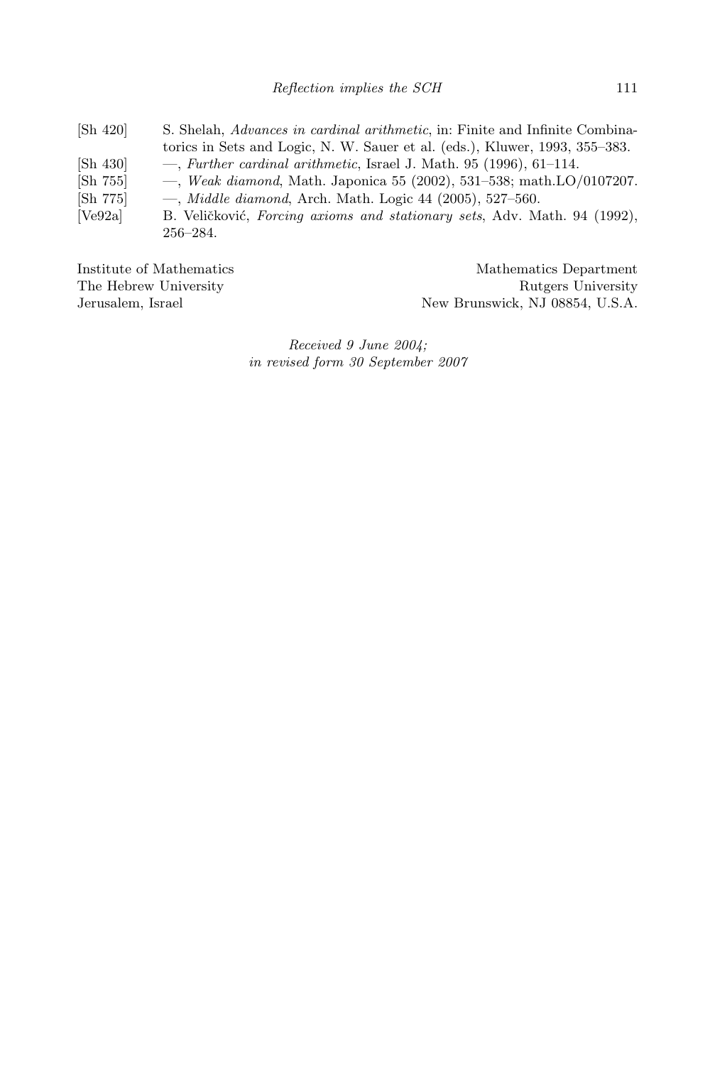[Sh 420] S. Shelah, *Advances in cardinal arithmetic*, in: Finite and Infinite Combinatorics in Sets and Logic, N. W. Sauer et al. (eds.), Kluwer, 1993, 355–383.

[Sh 430] —, *Further cardinal arithmetic*, Israel J. Math. 95 (1996), 61–114.

[Sh 755] —, *Weak diamond*, Math. Japonica 55 (2002), 531–538; math.LO/0107207.

[Sh 775] —, *Middle diamond*, Arch. Math. Logic 44 (2005), 527–560.

[Ve92a] B. Veličković, *Forcing axioms and stationary sets*, Adv. Math. 94 (1992), 256–284.

Institute of Mathematics
The Hebrew University
Jerusalem, Israel

Mathematics Department
Rutgers University
New Brunswick, NJ 08854, U.S.A.

*Received 9 June 2004;*
*in revised form 30 September 2007*